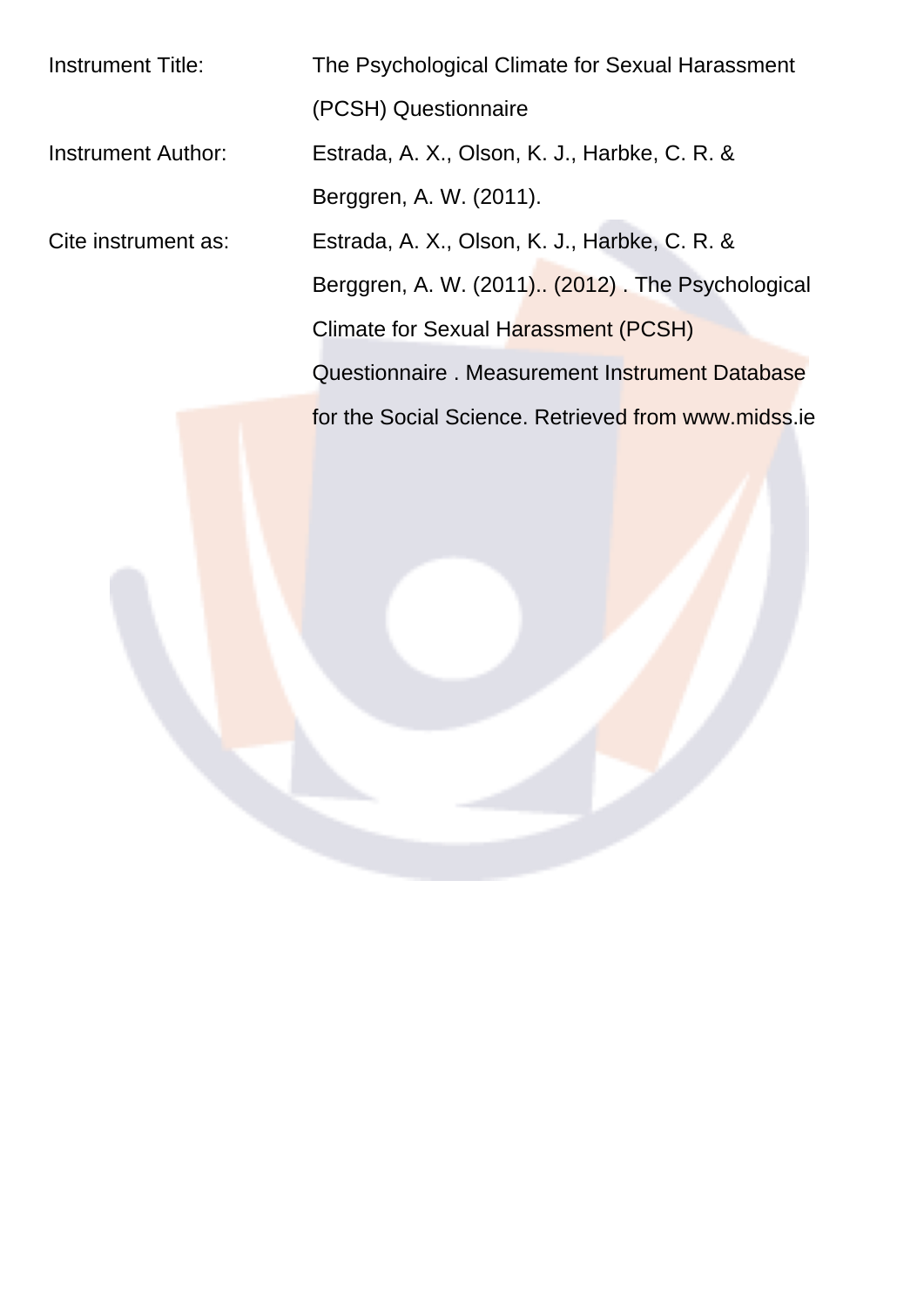| | |
|---|---|
| Instrument Title: | The Psychological Climate for Sexual Harassment (PCSH) Questionnaire |
| Instrument Author: | Estrada, A. X., Olson, K. J., Harbke, C. R. & Berggren, A. W. (2011). |
| Cite instrument as: | Estrada, A. X., Olson, K. J., Harbke, C. R. & Berggren, A. W. (2011).. (2012) . The Psychological Climate for Sexual Harassment (PCSH) Questionnaire . Measurement Instrument Database for the Social Science. Retrieved from www.midss.ie |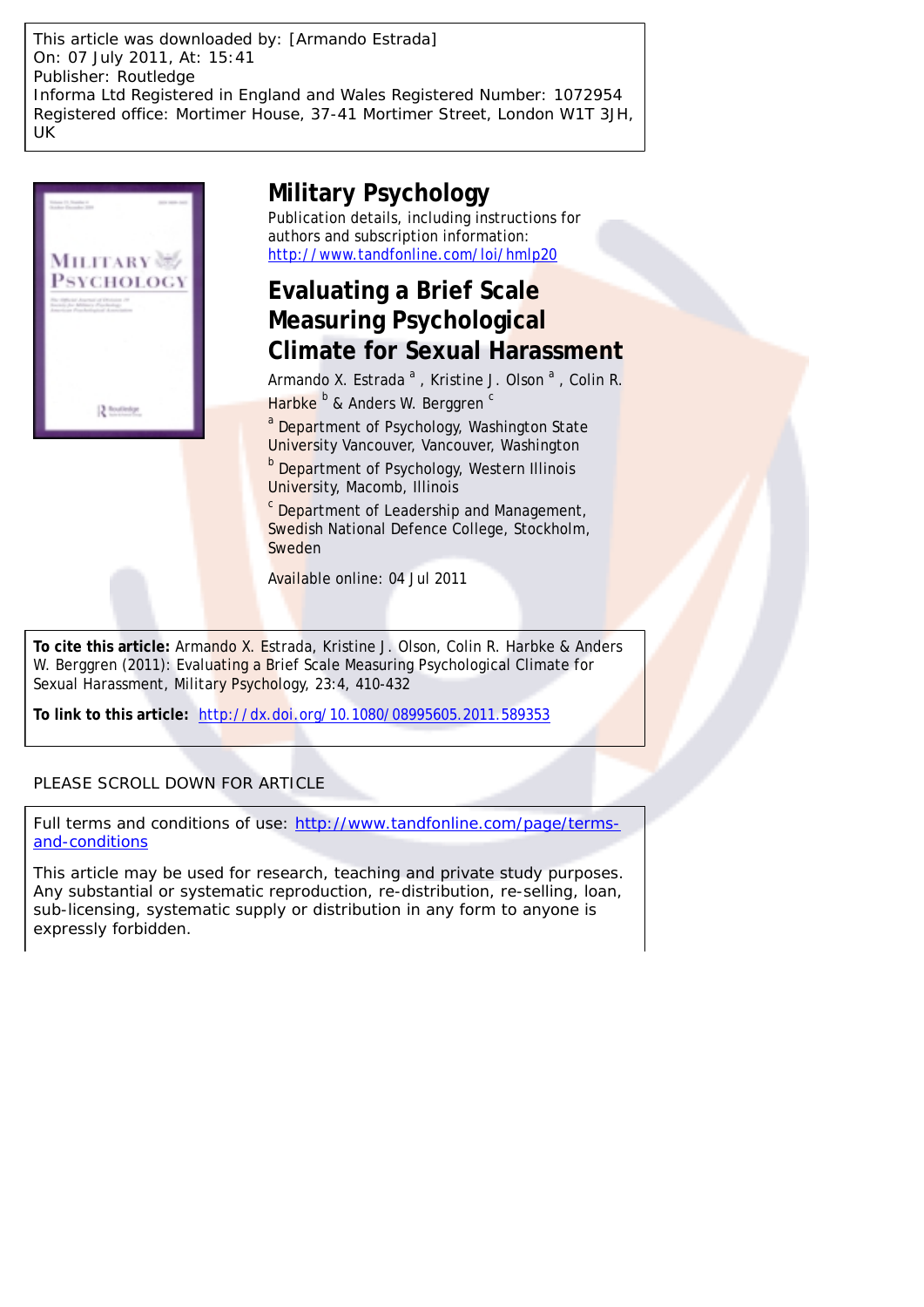This article was downloaded by: [Armando Estrada]
On: 07 July 2011, At: 15:41
Publisher: Routledge
Informa Ltd Registered in England and Wales Registered Number: 1072954
Registered office: Mortimer House, 37-41 Mortimer Street, London W1T 3JH, UK

# Military Psychology

Publication details, including instructions for authors and subscription information:
http://www.tandfonline.com/loi/hmlp20

## Evaluating a Brief Scale Measuring Psychological Climate for Sexual Harassment

Armando X. Estrada [a], Kristine J. Olson [a], Colin R. Harbke [b] & Anders W. Berggren [c]

[a] Department of Psychology, Washington State University Vancouver, Vancouver, Washington

[b] Department of Psychology, Western Illinois University, Macomb, Illinois

[c] Department of Leadership and Management, Swedish National Defence College, Stockholm, Sweden

Available online: 04 Jul 2011

**To cite this article:** Armando X. Estrada, Kristine J. Olson, Colin R. Harbke & Anders W. Berggren (2011): Evaluating a Brief Scale Measuring Psychological Climate for Sexual Harassment, Military Psychology, 23:4, 410-432

**To link to this article:** http://dx.doi.org/10.1080/08995605.2011.589353

PLEASE SCROLL DOWN FOR ARTICLE

Full terms and conditions of use: http://www.tandfonline.com/page/terms-and-conditions

This article may be used for research, teaching and private study purposes. Any substantial or systematic reproduction, re-distribution, re-selling, loan, sub-licensing, systematic supply or distribution in any form to anyone is expressly forbidden.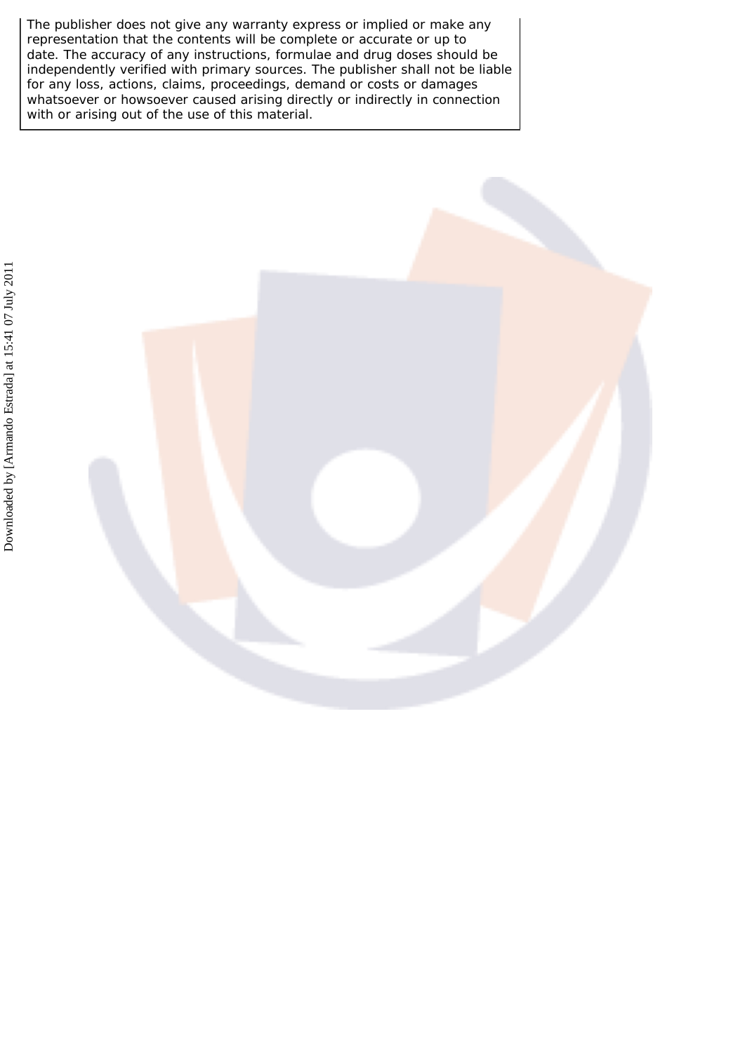The publisher does not give any warranty express or implied or make any representation that the contents will be complete or accurate or up to date. The accuracy of any instructions, formulae and drug doses should be independently verified with primary sources. The publisher shall not be liable for any loss, actions, claims, proceedings, demand or costs or damages whatsoever or howsoever caused arising directly or indirectly in connection with or arising out of the use of this material.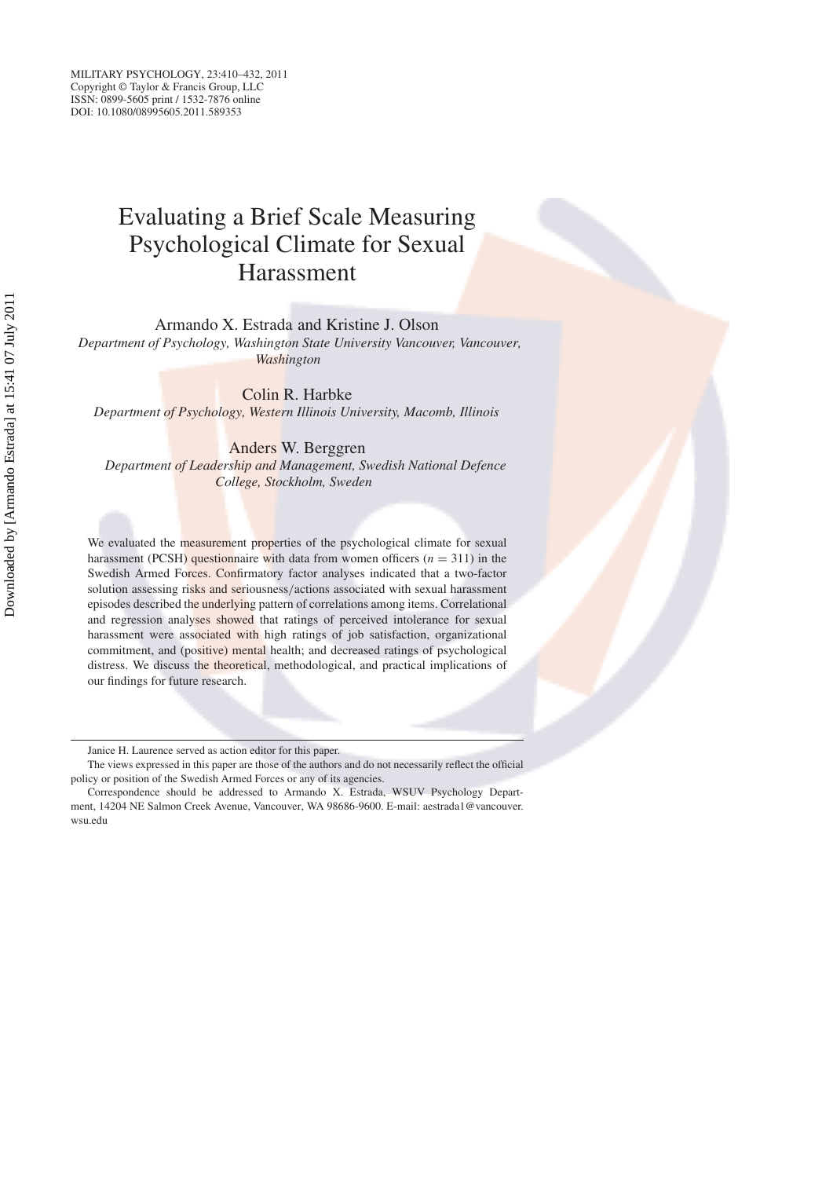# Evaluating a Brief Scale Measuring Psychological Climate for Sexual Harassment

Armando X. Estrada and Kristine J. Olson

*Department of Psychology, Washington State University Vancouver, Vancouver, Washington*

Colin R. Harbke

*Department of Psychology, Western Illinois University, Macomb, Illinois*

Anders W. Berggren

*Department of Leadership and Management, Swedish National Defence College, Stockholm, Sweden*

We evaluated the measurement properties of the psychological climate for sexual harassment (PCSH) questionnaire with data from women officers ($n = 311$) in the Swedish Armed Forces. Confirmatory factor analyses indicated that a two-factor solution assessing risks and seriousness/actions associated with sexual harassment episodes described the underlying pattern of correlations among items. Correlational and regression analyses showed that ratings of perceived intolerance for sexual harassment were associated with high ratings of job satisfaction, organizational commitment, and (positive) mental health; and decreased ratings of psychological distress. We discuss the theoretical, methodological, and practical implications of our findings for future research.

---

Janice H. Laurence served as action editor for this paper.

The views expressed in this paper are those of the authors and do not necessarily reflect the official policy or position of the Swedish Armed Forces or any of its agencies.

Correspondence should be addressed to Armando X. Estrada, WSUV Psychology Department, 14204 NE Salmon Creek Avenue, Vancouver, WA 98686-9600. E-mail: aestrada1@vancouver.wsu.edu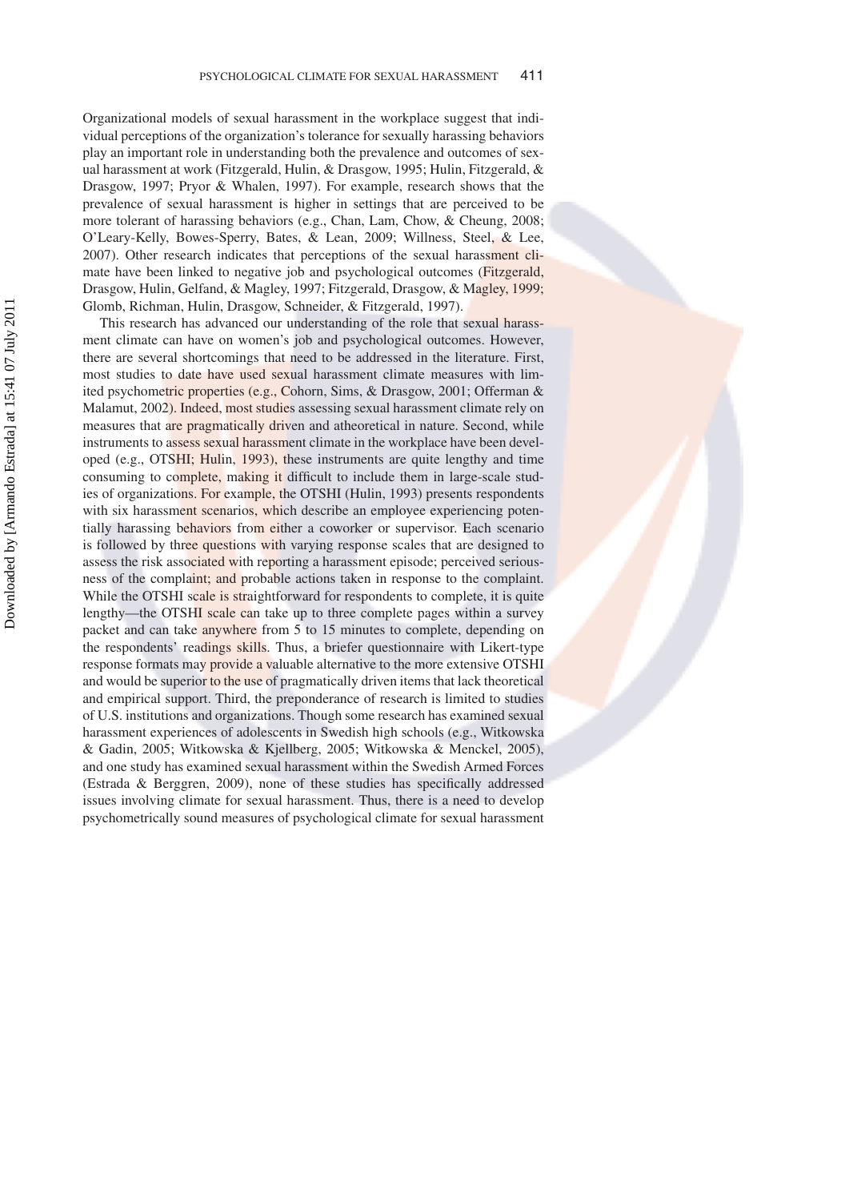Organizational models of sexual harassment in the workplace suggest that individual perceptions of the organization's tolerance for sexually harassing behaviors play an important role in understanding both the prevalence and outcomes of sexual harassment at work (Fitzgerald, Hulin, & Drasgow, 1995; Hulin, Fitzgerald, & Drasgow, 1997; Pryor & Whalen, 1997). For example, research shows that the prevalence of sexual harassment is higher in settings that are perceived to be more tolerant of harassing behaviors (e.g., Chan, Lam, Chow, & Cheung, 2008; O'Leary-Kelly, Bowes-Sperry, Bates, & Lean, 2009; Willness, Steel, & Lee, 2007). Other research indicates that perceptions of the sexual harassment climate have been linked to negative job and psychological outcomes (Fitzgerald, Drasgow, Hulin, Gelfand, & Magley, 1997; Fitzgerald, Drasgow, & Magley, 1999; Glomb, Richman, Hulin, Drasgow, Schneider, & Fitzgerald, 1997).

This research has advanced our understanding of the role that sexual harassment climate can have on women's job and psychological outcomes. However, there are several shortcomings that need to be addressed in the literature. First, most studies to date have used sexual harassment climate measures with limited psychometric properties (e.g., Cohorn, Sims, & Drasgow, 2001; Offerman & Malamut, 2002). Indeed, most studies assessing sexual harassment climate rely on measures that are pragmatically driven and atheoretical in nature. Second, while instruments to assess sexual harassment climate in the workplace have been developed (e.g., OTSHI; Hulin, 1993), these instruments are quite lengthy and time consuming to complete, making it difficult to include them in large-scale studies of organizations. For example, the OTSHI (Hulin, 1993) presents respondents with six harassment scenarios, which describe an employee experiencing potentially harassing behaviors from either a coworker or supervisor. Each scenario is followed by three questions with varying response scales that are designed to assess the risk associated with reporting a harassment episode; perceived seriousness of the complaint; and probable actions taken in response to the complaint. While the OTSHI scale is straightforward for respondents to complete, it is quite lengthy—the OTSHI scale can take up to three complete pages within a survey packet and can take anywhere from 5 to 15 minutes to complete, depending on the respondents' readings skills. Thus, a briefer questionnaire with Likert-type response formats may provide a valuable alternative to the more extensive OTSHI and would be superior to the use of pragmatically driven items that lack theoretical and empirical support. Third, the preponderance of research is limited to studies of U.S. institutions and organizations. Though some research has examined sexual harassment experiences of adolescents in Swedish high schools (e.g., Witkowska & Gadin, 2005; Witkowska & Kjellberg, 2005; Witkowska & Menckel, 2005), and one study has examined sexual harassment within the Swedish Armed Forces (Estrada & Berggren, 2009), none of these studies has specifically addressed issues involving climate for sexual harassment. Thus, there is a need to develop psychometrically sound measures of psychological climate for sexual harassment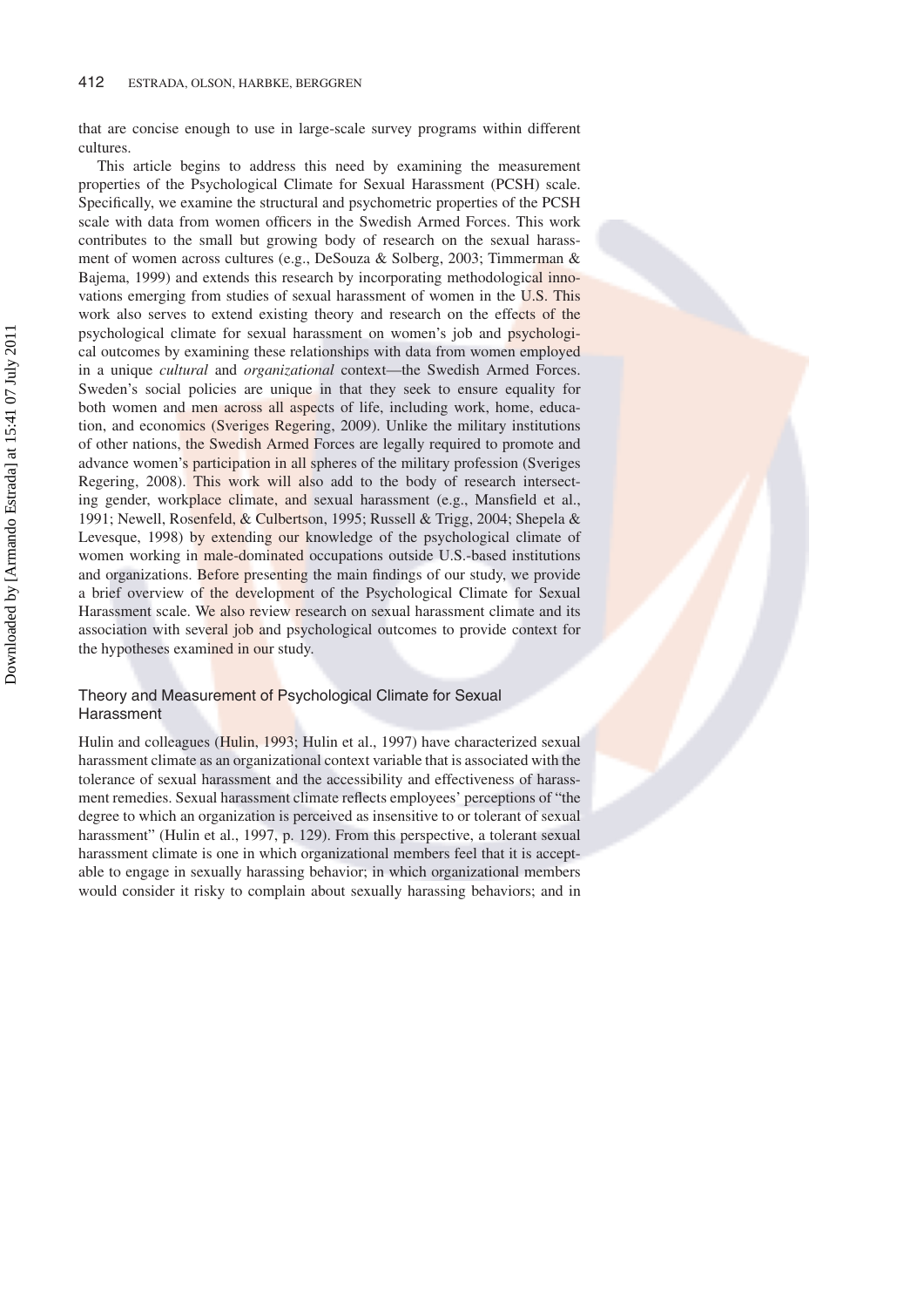that are concise enough to use in large-scale survey programs within different cultures.

This article begins to address this need by examining the measurement properties of the Psychological Climate for Sexual Harassment (PCSH) scale. Specifically, we examine the structural and psychometric properties of the PCSH scale with data from women officers in the Swedish Armed Forces. This work contributes to the small but growing body of research on the sexual harassment of women across cultures (e.g., DeSouza & Solberg, 2003; Timmerman & Bajema, 1999) and extends this research by incorporating methodological innovations emerging from studies of sexual harassment of women in the U.S. This work also serves to extend existing theory and research on the effects of the psychological climate for sexual harassment on women's job and psychological outcomes by examining these relationships with data from women employed in a unique *cultural* and *organizational* context—the Swedish Armed Forces. Sweden's social policies are unique in that they seek to ensure equality for both women and men across all aspects of life, including work, home, education, and economics (Sveriges Regering, 2009). Unlike the military institutions of other nations, the Swedish Armed Forces are legally required to promote and advance women's participation in all spheres of the military profession (Sveriges Regering, 2008). This work will also add to the body of research intersecting gender, workplace climate, and sexual harassment (e.g., Mansfield et al., 1991; Newell, Rosenfeld, & Culbertson, 1995; Russell & Trigg, 2004; Shepela & Levesque, 1998) by extending our knowledge of the psychological climate of women working in male-dominated occupations outside U.S.-based institutions and organizations. Before presenting the main findings of our study, we provide a brief overview of the development of the Psychological Climate for Sexual Harassment scale. We also review research on sexual harassment climate and its association with several job and psychological outcomes to provide context for the hypotheses examined in our study.

## Theory and Measurement of Psychological Climate for Sexual Harassment

Hulin and colleagues (Hulin, 1993; Hulin et al., 1997) have characterized sexual harassment climate as an organizational context variable that is associated with the tolerance of sexual harassment and the accessibility and effectiveness of harassment remedies. Sexual harassment climate reflects employees' perceptions of "the degree to which an organization is perceived as insensitive to or tolerant of sexual harassment" (Hulin et al., 1997, p. 129). From this perspective, a tolerant sexual harassment climate is one in which organizational members feel that it is acceptable to engage in sexually harassing behavior; in which organizational members would consider it risky to complain about sexually harassing behaviors; and in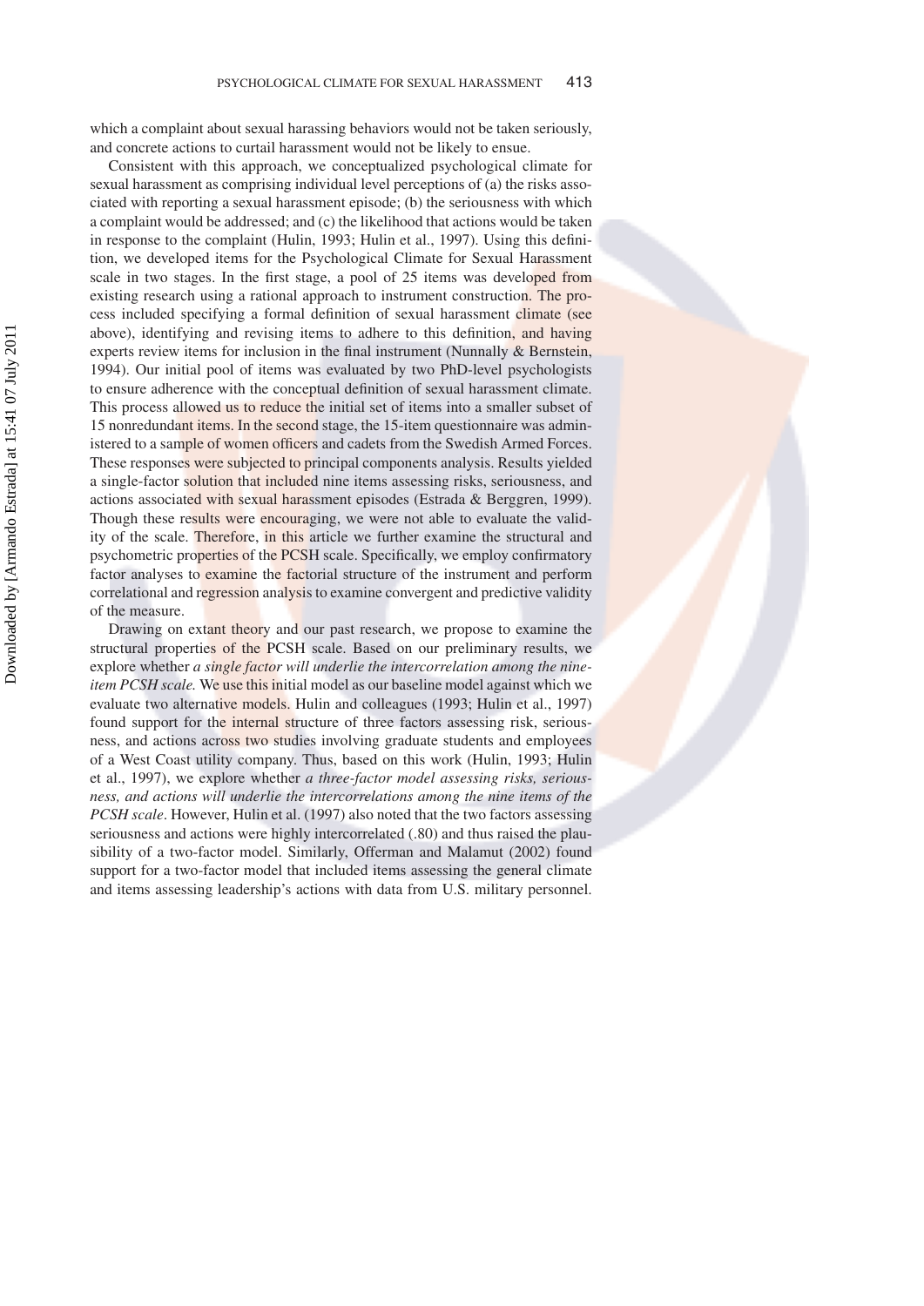which a complaint about sexual harassing behaviors would not be taken seriously, and concrete actions to curtail harassment would not be likely to ensue.

Consistent with this approach, we conceptualized psychological climate for sexual harassment as comprising individual level perceptions of (a) the risks associated with reporting a sexual harassment episode; (b) the seriousness with which a complaint would be addressed; and (c) the likelihood that actions would be taken in response to the complaint (Hulin, 1993; Hulin et al., 1997). Using this definition, we developed items for the Psychological Climate for Sexual Harassment scale in two stages. In the first stage, a pool of 25 items was developed from existing research using a rational approach to instrument construction. The process included specifying a formal definition of sexual harassment climate (see above), identifying and revising items to adhere to this definition, and having experts review items for inclusion in the final instrument (Nunnally & Bernstein, 1994). Our initial pool of items was evaluated by two PhD-level psychologists to ensure adherence with the conceptual definition of sexual harassment climate. This process allowed us to reduce the initial set of items into a smaller subset of 15 nonredundant items. In the second stage, the 15-item questionnaire was administered to a sample of women officers and cadets from the Swedish Armed Forces. These responses were subjected to principal components analysis. Results yielded a single-factor solution that included nine items assessing risks, seriousness, and actions associated with sexual harassment episodes (Estrada & Berggren, 1999). Though these results were encouraging, we were not able to evaluate the validity of the scale. Therefore, in this article we further examine the structural and psychometric properties of the PCSH scale. Specifically, we employ confirmatory factor analyses to examine the factorial structure of the instrument and perform correlational and regression analysis to examine convergent and predictive validity of the measure.

Drawing on extant theory and our past research, we propose to examine the structural properties of the PCSH scale. Based on our preliminary results, we explore whether *a single factor will underlie the intercorrelation among the nine-item PCSH scale.* We use this initial model as our baseline model against which we evaluate two alternative models. Hulin and colleagues (1993; Hulin et al., 1997) found support for the internal structure of three factors assessing risk, seriousness, and actions across two studies involving graduate students and employees of a West Coast utility company. Thus, based on this work (Hulin, 1993; Hulin et al., 1997), we explore whether *a three-factor model assessing risks, seriousness, and actions will underlie the intercorrelations among the nine items of the PCSH scale*. However, Hulin et al. (1997) also noted that the two factors assessing seriousness and actions were highly intercorrelated (.80) and thus raised the plausibility of a two-factor model. Similarly, Offerman and Malamut (2002) found support for a two-factor model that included items assessing the general climate and items assessing leadership's actions with data from U.S. military personnel.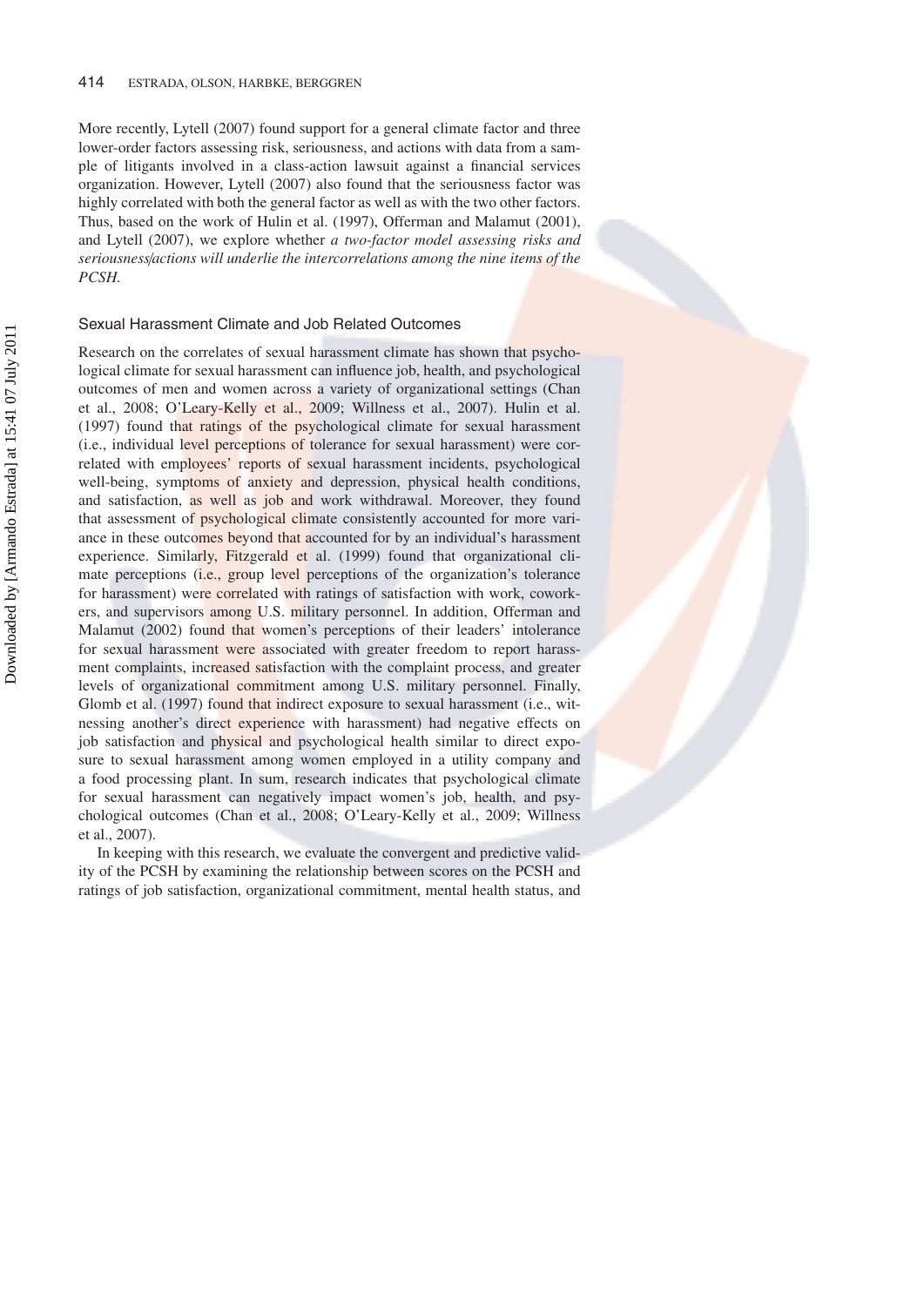More recently, Lytell (2007) found support for a general climate factor and three lower-order factors assessing risk, seriousness, and actions with data from a sample of litigants involved in a class-action lawsuit against a financial services organization. However, Lytell (2007) also found that the seriousness factor was highly correlated with both the general factor as well as with the two other factors. Thus, based on the work of Hulin et al. (1997), Offerman and Malamut (2001), and Lytell (2007), we explore whether *a two-factor model assessing risks and seriousness/actions will underlie the intercorrelations among the nine items of the PCSH.*

## Sexual Harassment Climate and Job Related Outcomes

Research on the correlates of sexual harassment climate has shown that psychological climate for sexual harassment can influence job, health, and psychological outcomes of men and women across a variety of organizational settings (Chan et al., 2008; O'Leary-Kelly et al., 2009; Willness et al., 2007). Hulin et al. (1997) found that ratings of the psychological climate for sexual harassment (i.e., individual level perceptions of tolerance for sexual harassment) were correlated with employees' reports of sexual harassment incidents, psychological well-being, symptoms of anxiety and depression, physical health conditions, and satisfaction, as well as job and work withdrawal. Moreover, they found that assessment of psychological climate consistently accounted for more variance in these outcomes beyond that accounted for by an individual's harassment experience. Similarly, Fitzgerald et al. (1999) found that organizational climate perceptions (i.e., group level perceptions of the organization's tolerance for harassment) were correlated with ratings of satisfaction with work, coworkers, and supervisors among U.S. military personnel. In addition, Offerman and Malamut (2002) found that women's perceptions of their leaders' intolerance for sexual harassment were associated with greater freedom to report harassment complaints, increased satisfaction with the complaint process, and greater levels of organizational commitment among U.S. military personnel. Finally, Glomb et al. (1997) found that indirect exposure to sexual harassment (i.e., witnessing another's direct experience with harassment) had negative effects on job satisfaction and physical and psychological health similar to direct exposure to sexual harassment among women employed in a utility company and a food processing plant. In sum, research indicates that psychological climate for sexual harassment can negatively impact women's job, health, and psychological outcomes (Chan et al., 2008; O'Leary-Kelly et al., 2009; Willness et al., 2007).

In keeping with this research, we evaluate the convergent and predictive validity of the PCSH by examining the relationship between scores on the PCSH and ratings of job satisfaction, organizational commitment, mental health status, and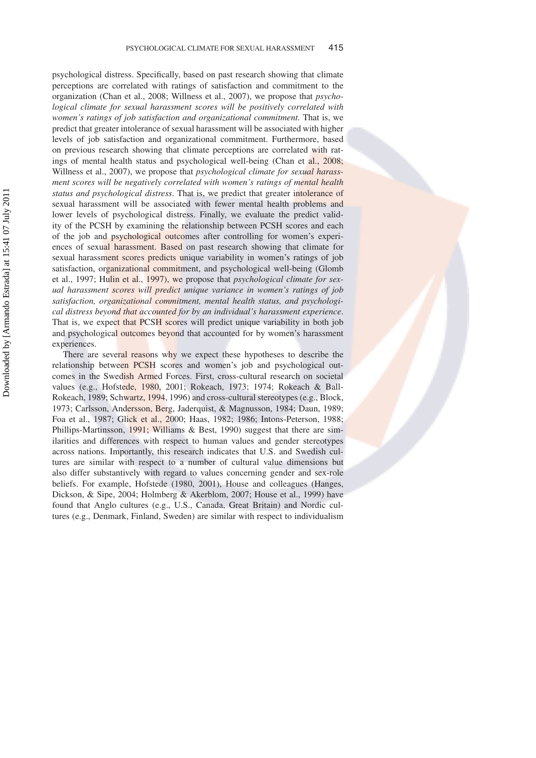psychological distress. Specifically, based on past research showing that climate perceptions are correlated with ratings of satisfaction and commitment to the organization (Chan et al., 2008; Willness et al., 2007), we propose that *psychological climate for sexual harassment scores will be positively correlated with women's ratings of job satisfaction and organizational commitment.* That is, we predict that greater intolerance of sexual harassment will be associated with higher levels of job satisfaction and organizational commitment. Furthermore, based on previous research showing that climate perceptions are correlated with ratings of mental health status and psychological well-being (Chan et al., 2008; Willness et al., 2007), we propose that *psychological climate for sexual harassment scores will be negatively correlated with women's ratings of mental health status and psychological distress*. That is, we predict that greater intolerance of sexual harassment will be associated with fewer mental health problems and lower levels of psychological distress. Finally, we evaluate the predict validity of the PCSH by examining the relationship between PCSH scores and each of the job and psychological outcomes after controlling for women's experiences of sexual harassment. Based on past research showing that climate for sexual harassment scores predicts unique variability in women's ratings of job satisfaction, organizational commitment, and psychological well-being (Glomb et al., 1997; Hulin et al., 1997), we propose that *psychological climate for sexual harassment scores will predict unique variance in women's ratings of job satisfaction, organizational commitment, mental health status, and psychological distress beyond that accounted for by an individual's harassment experience*. That is, we expect that PCSH scores will predict unique variability in both job and psychological outcomes beyond that accounted for by women's harassment experiences.

There are several reasons why we expect these hypotheses to describe the relationship between PCSH scores and women's job and psychological outcomes in the Swedish Armed Forces. First, cross-cultural research on societal values (e.g., Hofstede, 1980, 2001; Rokeach, 1973; 1974; Rokeach & Ball-Rokeach, 1989; Schwartz, 1994, 1996) and cross-cultural stereotypes (e.g., Block, 1973; Carlsson, Andersson, Berg, Jaderquist, & Magnusson, 1984; Daun, 1989; Foa et al., 1987; Glick et al., 2000; Haas, 1982; 1986; Intons-Peterson, 1988; Phillips-Martinsson, 1991; Williams & Best, 1990) suggest that there are similarities and differences with respect to human values and gender stereotypes across nations. Importantly, this research indicates that U.S. and Swedish cultures are similar with respect to a number of cultural value dimensions but also differ substantively with regard to values concerning gender and sex-role beliefs. For example, Hofstede (1980, 2001), House and colleagues (Hanges, Dickson, & Sipe, 2004; Holmberg & Akerblom, 2007; House et al., 1999) have found that Anglo cultures (e.g., U.S., Canada, Great Britain) and Nordic cultures (e.g., Denmark, Finland, Sweden) are similar with respect to individualism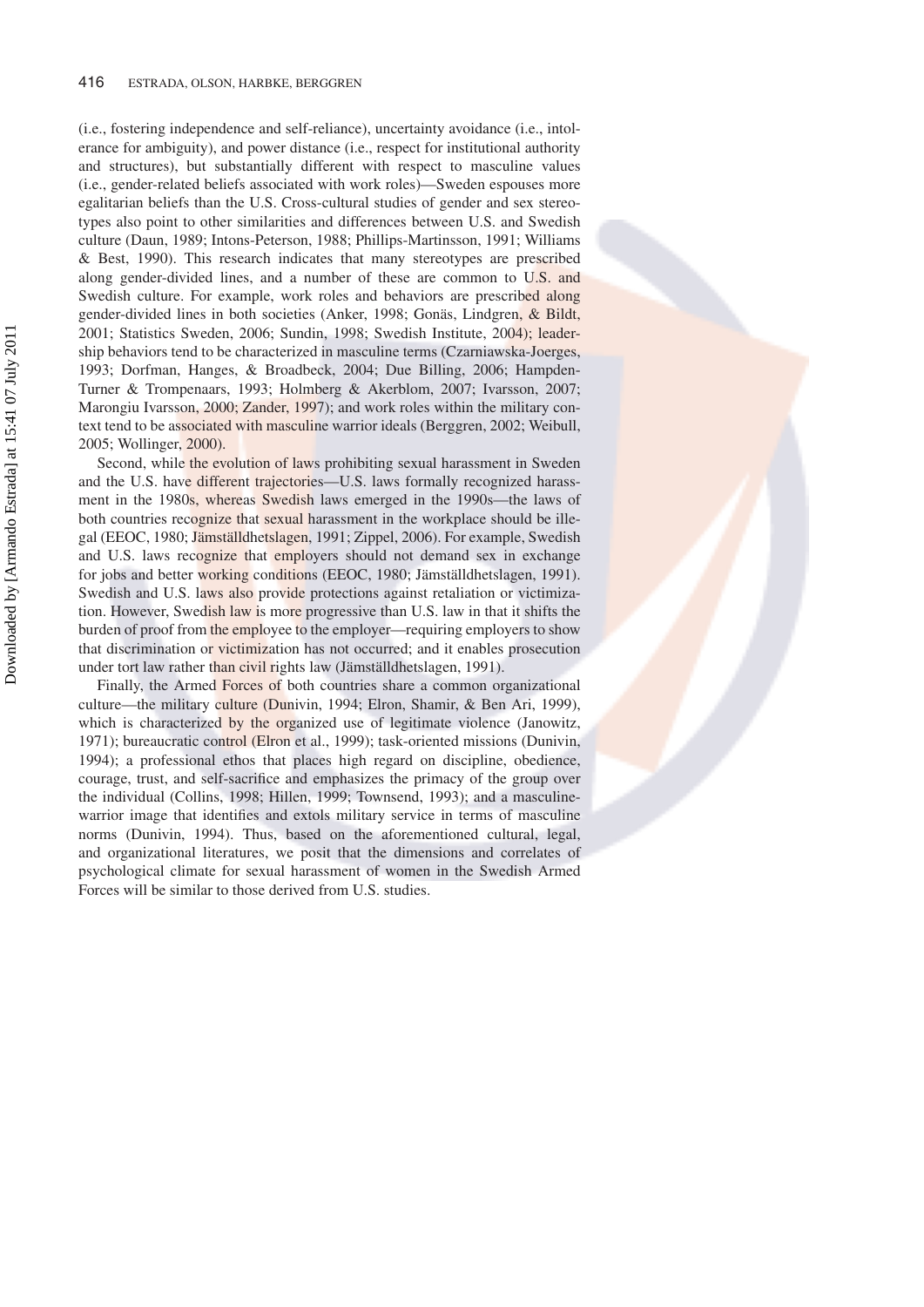(i.e., fostering independence and self-reliance), uncertainty avoidance (i.e., intolerance for ambiguity), and power distance (i.e., respect for institutional authority and structures), but substantially different with respect to masculine values (i.e., gender-related beliefs associated with work roles)—Sweden espouses more egalitarian beliefs than the U.S. Cross-cultural studies of gender and sex stereotypes also point to other similarities and differences between U.S. and Swedish culture (Daun, 1989; Intons-Peterson, 1988; Phillips-Martinsson, 1991; Williams & Best, 1990). This research indicates that many stereotypes are prescribed along gender-divided lines, and a number of these are common to U.S. and Swedish culture. For example, work roles and behaviors are prescribed along gender-divided lines in both societies (Anker, 1998; Gonäs, Lindgren, & Bildt, 2001; Statistics Sweden, 2006; Sundin, 1998; Swedish Institute, 2004); leadership behaviors tend to be characterized in masculine terms (Czarniawska-Joerges, 1993; Dorfman, Hanges, & Broadbeck, 2004; Due Billing, 2006; Hampden-Turner & Trompenaars, 1993; Holmberg & Akerblom, 2007; Ivarsson, 2007; Marongiu Ivarsson, 2000; Zander, 1997); and work roles within the military context tend to be associated with masculine warrior ideals (Berggren, 2002; Weibull, 2005; Wollinger, 2000).

Second, while the evolution of laws prohibiting sexual harassment in Sweden and the U.S. have different trajectories—U.S. laws formally recognized harassment in the 1980s, whereas Swedish laws emerged in the 1990s—the laws of both countries recognize that sexual harassment in the workplace should be illegal (EEOC, 1980; Jämställdhetslagen, 1991; Zippel, 2006). For example, Swedish and U.S. laws recognize that employers should not demand sex in exchange for jobs and better working conditions (EEOC, 1980; Jämställdhetslagen, 1991). Swedish and U.S. laws also provide protections against retaliation or victimization. However, Swedish law is more progressive than U.S. law in that it shifts the burden of proof from the employee to the employer—requiring employers to show that discrimination or victimization has not occurred; and it enables prosecution under tort law rather than civil rights law (Jämställdhetslagen, 1991).

Finally, the Armed Forces of both countries share a common organizational culture—the military culture (Dunivin, 1994; Elron, Shamir, & Ben Ari, 1999), which is characterized by the organized use of legitimate violence (Janowitz, 1971); bureaucratic control (Elron et al., 1999); task-oriented missions (Dunivin, 1994); a professional ethos that places high regard on discipline, obedience, courage, trust, and self-sacrifice and emphasizes the primacy of the group over the individual (Collins, 1998; Hillen, 1999; Townsend, 1993); and a masculine-warrior image that identifies and extols military service in terms of masculine norms (Dunivin, 1994). Thus, based on the aforementioned cultural, legal, and organizational literatures, we posit that the dimensions and correlates of psychological climate for sexual harassment of women in the Swedish Armed Forces will be similar to those derived from U.S. studies.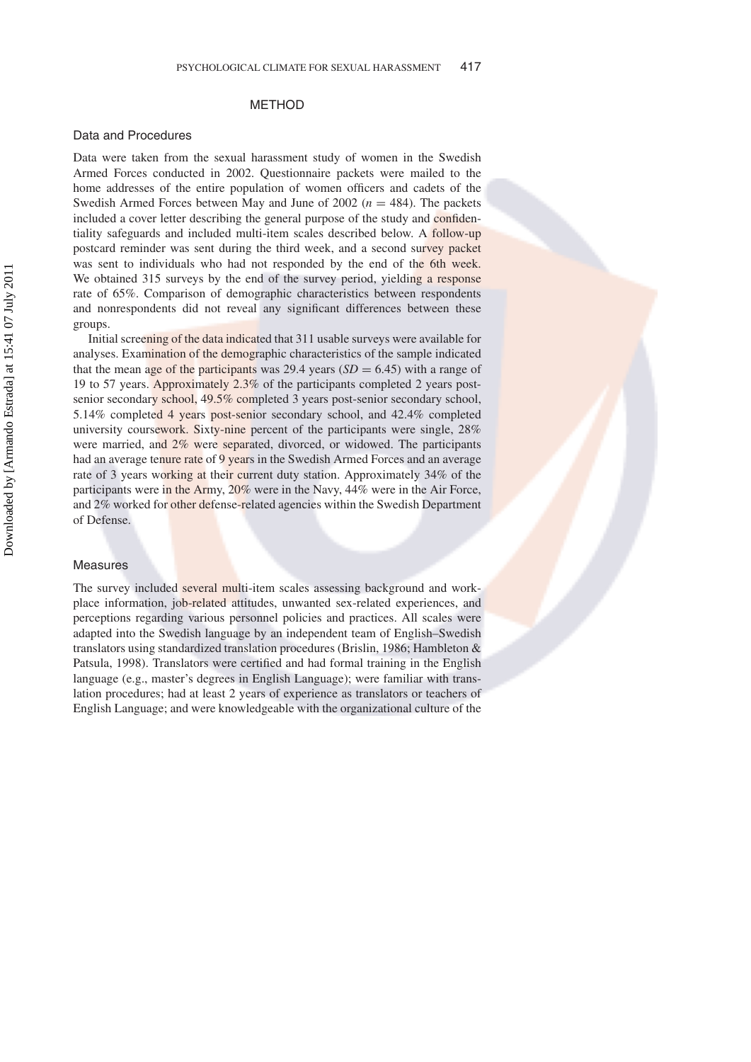## METHOD

### Data and Procedures

Data were taken from the sexual harassment study of women in the Swedish Armed Forces conducted in 2002. Questionnaire packets were mailed to the home addresses of the entire population of women officers and cadets of the Swedish Armed Forces between May and June of 2002 ($n = 484$). The packets included a cover letter describing the general purpose of the study and confidentiality safeguards and included multi-item scales described below. A follow-up postcard reminder was sent during the third week, and a second survey packet was sent to individuals who had not responded by the end of the 6th week. We obtained 315 surveys by the end of the survey period, yielding a response rate of 65%. Comparison of demographic characteristics between respondents and nonrespondents did not reveal any significant differences between these groups.

Initial screening of the data indicated that 311 usable surveys were available for analyses. Examination of the demographic characteristics of the sample indicated that the mean age of the participants was 29.4 years ($SD = 6.45$) with a range of 19 to 57 years. Approximately 2.3% of the participants completed 2 years post-senior secondary school, 49.5% completed 3 years post-senior secondary school, 5.14% completed 4 years post-senior secondary school, and 42.4% completed university coursework. Sixty-nine percent of the participants were single, 28% were married, and 2% were separated, divorced, or widowed. The participants had an average tenure rate of 9 years in the Swedish Armed Forces and an average rate of 3 years working at their current duty station. Approximately 34% of the participants were in the Army, 20% were in the Navy, 44% were in the Air Force, and 2% worked for other defense-related agencies within the Swedish Department of Defense.

### Measures

The survey included several multi-item scales assessing background and workplace information, job-related attitudes, unwanted sex-related experiences, and perceptions regarding various personnel policies and practices. All scales were adapted into the Swedish language by an independent team of English–Swedish translators using standardized translation procedures (Brislin, 1986; Hambleton & Patsula, 1998). Translators were certified and had formal training in the English language (e.g., master's degrees in English Language); were familiar with translation procedures; had at least 2 years of experience as translators or teachers of English Language; and were knowledgeable with the organizational culture of the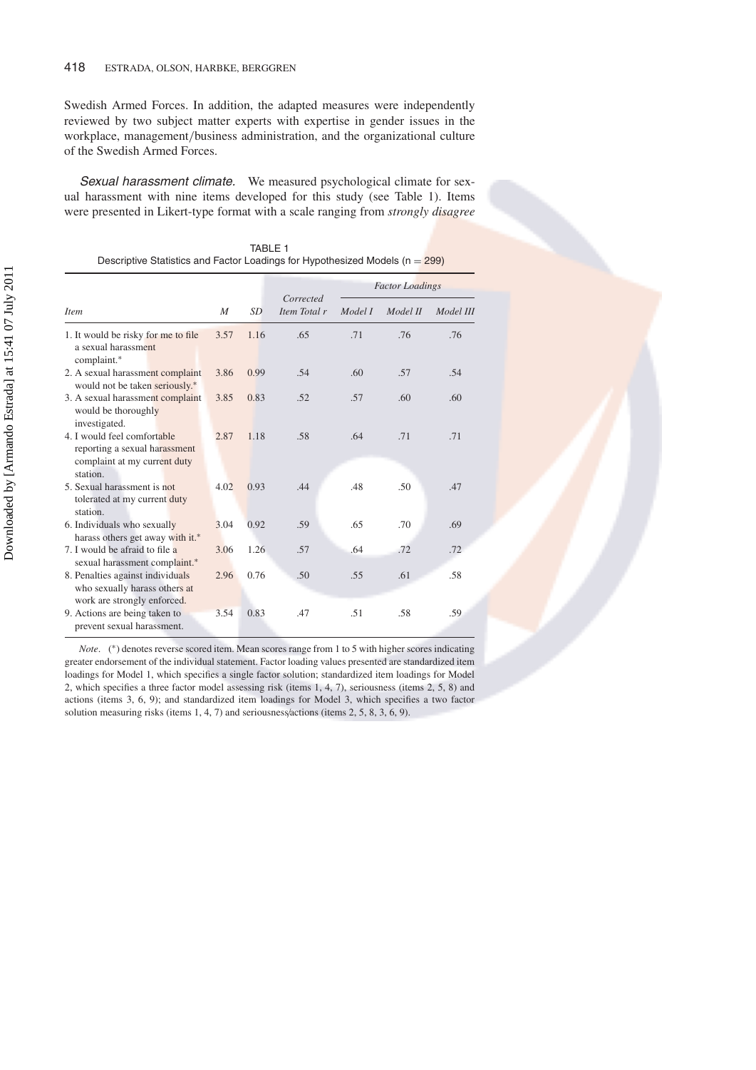Swedish Armed Forces. In addition, the adapted measures were independently reviewed by two subject matter experts with expertise in gender issues in the workplace, management/business administration, and the organizational culture of the Swedish Armed Forces.

*Sexual harassment climate.* We measured psychological climate for sexual harassment with nine items developed for this study (see Table 1). Items were presented in Likert-type format with a scale ranging from *strongly disagree*

TABLE 1
Descriptive Statistics and Factor Loadings for Hypothesized Models (n = 299)

| | | | | *Factor Loadings* | | |
|---|---|---|---|---|---|---|
| *Item* | *M* | *SD* | *Corrected Item Total r* | *Model I* | *Model II* | *Model III* |
| 1. It would be risky for me to file a sexual harassment complaint.* | 3.57 | 1.16 | .65 | .71 | .76 | .76 |
| 2. A sexual harassment complaint would not be taken seriously.* | 3.86 | 0.99 | .54 | .60 | .57 | .54 |
| 3. A sexual harassment complaint would be thoroughly investigated. | 3.85 | 0.83 | .52 | .57 | .60 | .60 |
| 4. I would feel comfortable reporting a sexual harassment complaint at my current duty station. | 2.87 | 1.18 | .58 | .64 | .71 | .71 |
| 5. Sexual harassment is not tolerated at my current duty station. | 4.02 | 0.93 | .44 | .48 | .50 | .47 |
| 6. Individuals who sexually harass others get away with it.* | 3.04 | 0.92 | .59 | .65 | .70 | .69 |
| 7. I would be afraid to file a sexual harassment complaint.* | 3.06 | 1.26 | .57 | .64 | .72 | .72 |
| 8. Penalties against individuals who sexually harass others at work are strongly enforced. | 2.96 | 0.76 | .50 | .55 | .61 | .58 |
| 9. Actions are being taken to prevent sexual harassment. | 3.54 | 0.83 | .47 | .51 | .58 | .59 |

*Note*. (*) denotes reverse scored item. Mean scores range from 1 to 5 with higher scores indicating greater endorsement of the individual statement. Factor loading values presented are standardized item loadings for Model 1, which specifies a single factor solution; standardized item loadings for Model 2, which specifies a three factor model assessing risk (items 1, 4, 7), seriousness (items 2, 5, 8) and actions (items 3, 6, 9); and standardized item loadings for Model 3, which specifies a two factor solution measuring risks (items 1, 4, 7) and seriousness/actions (items 2, 5, 8, 3, 6, 9).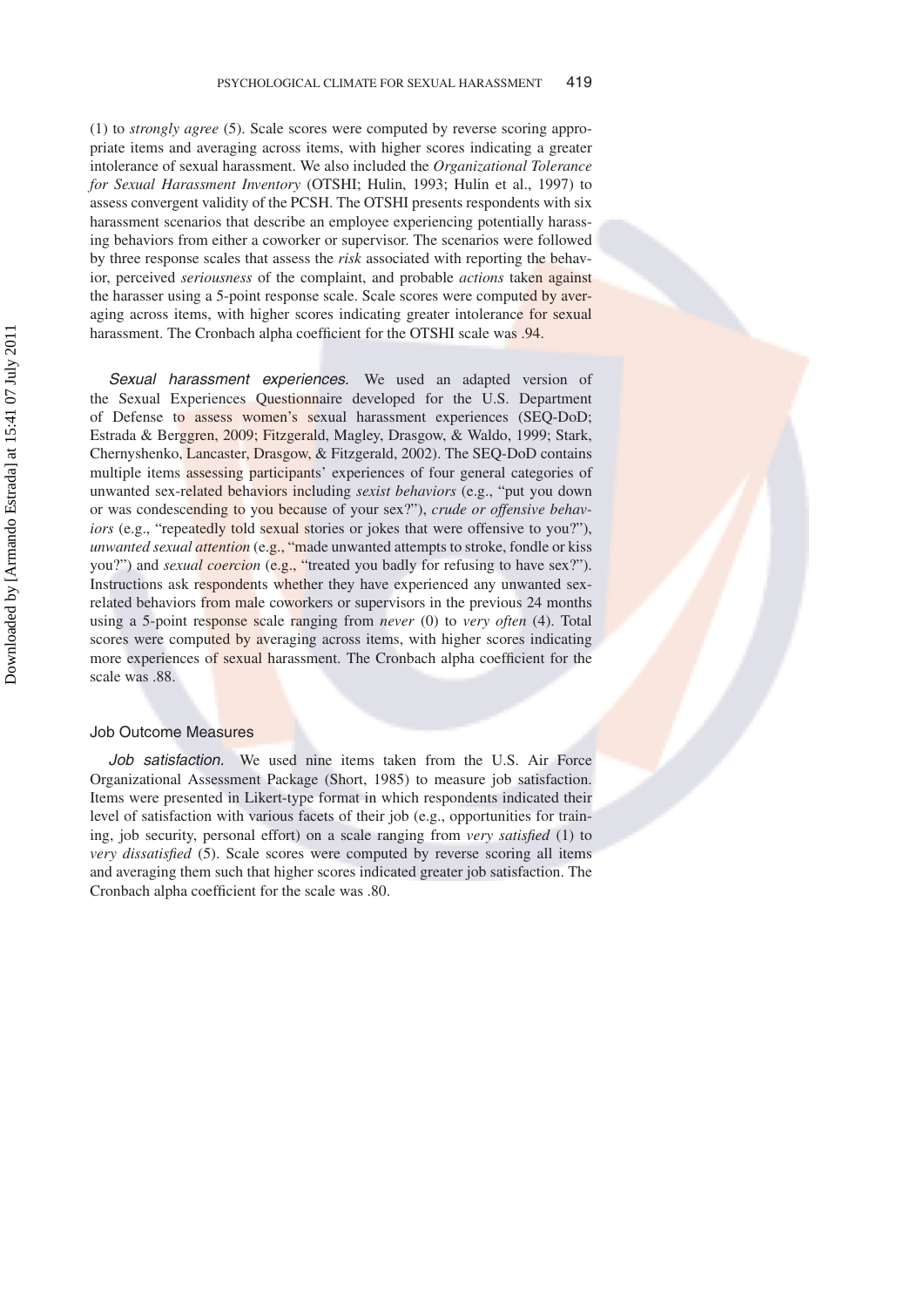(1) to *strongly agree* (5). Scale scores were computed by reverse scoring appropriate items and averaging across items, with higher scores indicating a greater intolerance of sexual harassment. We also included the *Organizational Tolerance for Sexual Harassment Inventory* (OTSHI; Hulin, 1993; Hulin et al., 1997) to assess convergent validity of the PCSH. The OTSHI presents respondents with six harassment scenarios that describe an employee experiencing potentially harassing behaviors from either a coworker or supervisor. The scenarios were followed by three response scales that assess the *risk* associated with reporting the behavior, perceived *seriousness* of the complaint, and probable *actions* taken against the harasser using a 5-point response scale. Scale scores were computed by averaging across items, with higher scores indicating greater intolerance for sexual harassment. The Cronbach alpha coefficient for the OTSHI scale was .94.

*Sexual harassment experiences.* We used an adapted version of the Sexual Experiences Questionnaire developed for the U.S. Department of Defense to assess women's sexual harassment experiences (SEQ-DoD; Estrada & Berggren, 2009; Fitzgerald, Magley, Drasgow, & Waldo, 1999; Stark, Chernyshenko, Lancaster, Drasgow, & Fitzgerald, 2002). The SEQ-DoD contains multiple items assessing participants' experiences of four general categories of unwanted sex-related behaviors including *sexist behaviors* (e.g., "put you down or was condescending to you because of your sex?"), *crude or offensive behaviors* (e.g., "repeatedly told sexual stories or jokes that were offensive to you?"), *unwanted sexual attention* (e.g., "made unwanted attempts to stroke, fondle or kiss you?") and *sexual coercion* (e.g., "treated you badly for refusing to have sex?"). Instructions ask respondents whether they have experienced any unwanted sex-related behaviors from male coworkers or supervisors in the previous 24 months using a 5-point response scale ranging from *never* (0) to *very often* (4). Total scores were computed by averaging across items, with higher scores indicating more experiences of sexual harassment. The Cronbach alpha coefficient for the scale was .88.

### Job Outcome Measures

*Job satisfaction.* We used nine items taken from the U.S. Air Force Organizational Assessment Package (Short, 1985) to measure job satisfaction. Items were presented in Likert-type format in which respondents indicated their level of satisfaction with various facets of their job (e.g., opportunities for training, job security, personal effort) on a scale ranging from *very satisfied* (1) to *very dissatisfied* (5). Scale scores were computed by reverse scoring all items and averaging them such that higher scores indicated greater job satisfaction. The Cronbach alpha coefficient for the scale was .80.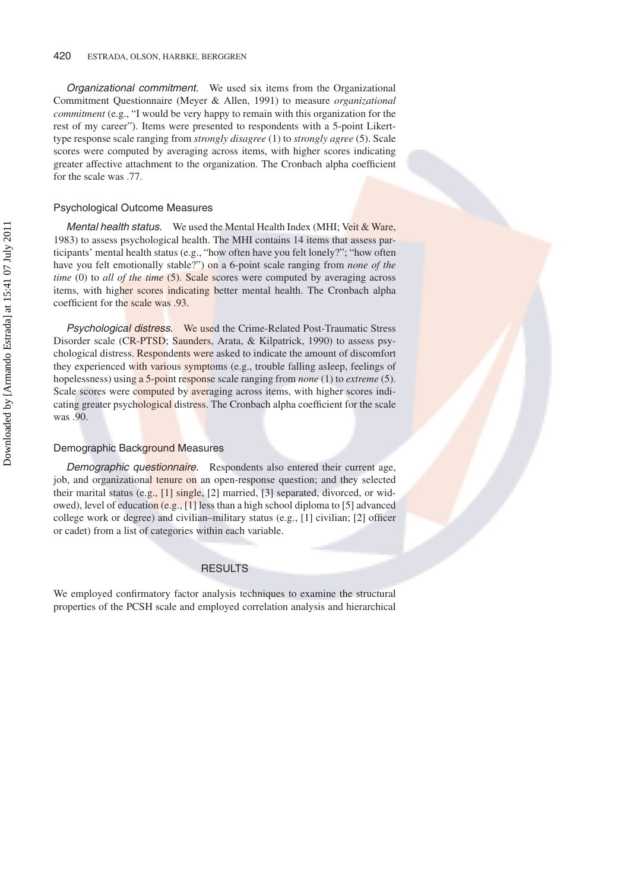*Organizational commitment.* We used six items from the Organizational Commitment Questionnaire (Meyer & Allen, 1991) to measure *organizational commitment* (e.g., "I would be very happy to remain with this organization for the rest of my career"). Items were presented to respondents with a 5-point Likert-type response scale ranging from *strongly disagree* (1) to *strongly agree* (5). Scale scores were computed by averaging across items, with higher scores indicating greater affective attachment to the organization. The Cronbach alpha coefficient for the scale was .77.

### Psychological Outcome Measures

*Mental health status.* We used the Mental Health Index (MHI; Veit & Ware, 1983) to assess psychological health. The MHI contains 14 items that assess participants' mental health status (e.g., "how often have you felt lonely?"; "how often have you felt emotionally stable?") on a 6-point scale ranging from *none of the time* (0) to *all of the time* (5). Scale scores were computed by averaging across items, with higher scores indicating better mental health. The Cronbach alpha coefficient for the scale was .93.

*Psychological distress.* We used the Crime-Related Post-Traumatic Stress Disorder scale (CR-PTSD; Saunders, Arata, & Kilpatrick, 1990) to assess psychological distress. Respondents were asked to indicate the amount of discomfort they experienced with various symptoms (e.g., trouble falling asleep, feelings of hopelessness) using a 5-point response scale ranging from *none* (1) to *extreme* (5). Scale scores were computed by averaging across items, with higher scores indicating greater psychological distress. The Cronbach alpha coefficient for the scale was .90.

### Demographic Background Measures

*Demographic questionnaire.* Respondents also entered their current age, job, and organizational tenure on an open-response question; and they selected their marital status (e.g., [1] single, [2] married, [3] separated, divorced, or widowed), level of education (e.g., [1] less than a high school diploma to [5] advanced college work or degree) and civilian–military status (e.g., [1] civilian; [2] officer or cadet) from a list of categories within each variable.

## RESULTS

We employed confirmatory factor analysis techniques to examine the structural properties of the PCSH scale and employed correlation analysis and hierarchical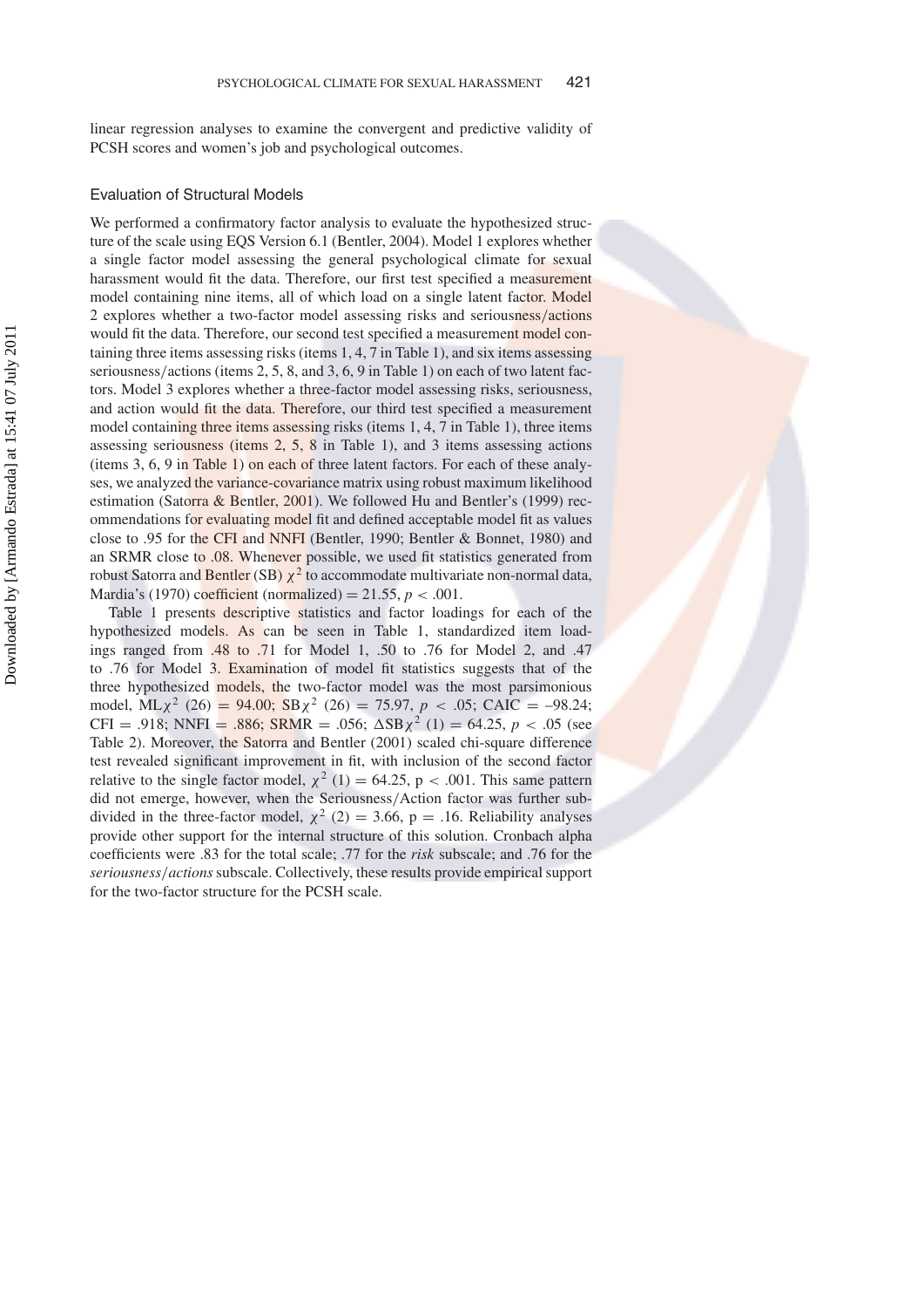linear regression analyses to examine the convergent and predictive validity of PCSH scores and women's job and psychological outcomes.

### Evaluation of Structural Models

We performed a confirmatory factor analysis to evaluate the hypothesized structure of the scale using EQS Version 6.1 (Bentler, 2004). Model 1 explores whether a single factor model assessing the general psychological climate for sexual harassment would fit the data. Therefore, our first test specified a measurement model containing nine items, all of which load on a single latent factor. Model 2 explores whether a two-factor model assessing risks and seriousness/actions would fit the data. Therefore, our second test specified a measurement model containing three items assessing risks (items 1, 4, 7 in Table 1), and six items assessing seriousness/actions (items 2, 5, 8, and 3, 6, 9 in Table 1) on each of two latent factors. Model 3 explores whether a three-factor model assessing risks, seriousness, and action would fit the data. Therefore, our third test specified a measurement model containing three items assessing risks (items 1, 4, 7 in Table 1), three items assessing seriousness (items 2, 5, 8 in Table 1), and 3 items assessing actions (items 3, 6, 9 in Table 1) on each of three latent factors. For each of these analyses, we analyzed the variance-covariance matrix using robust maximum likelihood estimation (Satorra & Bentler, 2001). We followed Hu and Bentler's (1999) recommendations for evaluating model fit and defined acceptable model fit as values close to .95 for the CFI and NNFI (Bentler, 1990; Bentler & Bonnet, 1980) and an SRMR close to .08. Whenever possible, we used fit statistics generated from robust Satorra and Bentler (SB) $\chi^2$ to accommodate multivariate non-normal data, Mardia's (1970) coefficient (normalized) = 21.55, $p < .001$.

Table 1 presents descriptive statistics and factor loadings for each of the hypothesized models. As can be seen in Table 1, standardized item loadings ranged from .48 to .71 for Model 1, .50 to .76 for Model 2, and .47 to .76 for Model 3. Examination of model fit statistics suggests that of the three hypothesized models, the two-factor model was the most parsimonious model, $\text{ML}\chi^2$ (26) = 94.00; $\text{SB}\chi^2$ (26) = 75.97, $p < .05$; CAIC = –98.24; CFI = .918; NNFI = .886; SRMR = .056; $\Delta\text{SB}\chi^2$ (1) = 64.25, $p < .05$ (see Table 2). Moreover, the Satorra and Bentler (2001) scaled chi-square difference test revealed significant improvement in fit, with inclusion of the second factor relative to the single factor model, $\chi^2$ (1) = 64.25, p < .001. This same pattern did not emerge, however, when the Seriousness/Action factor was further subdivided in the three-factor model, $\chi^2$ (2) = 3.66, p = .16. Reliability analyses provide other support for the internal structure of this solution. Cronbach alpha coefficients were .83 for the total scale; .77 for the *risk* subscale; and .76 for the *seriousness/actions* subscale. Collectively, these results provide empirical support for the two-factor structure for the PCSH scale.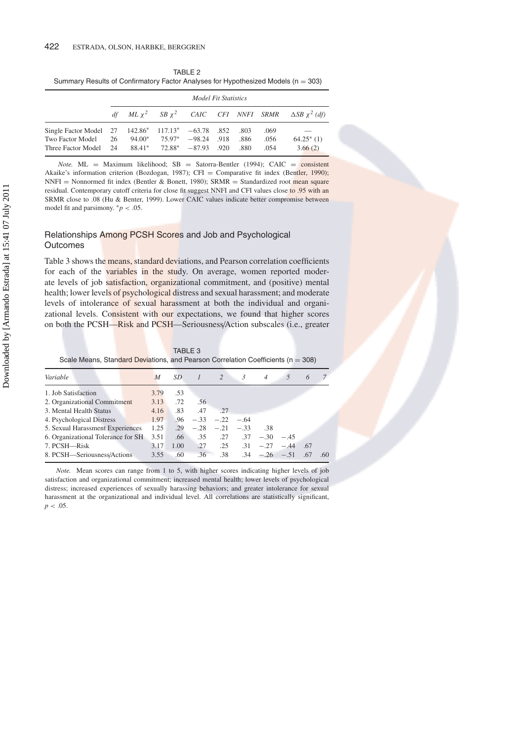TABLE 2
Summary Results of Confirmatory Factor Analyses for Hypothesized Models (n = 303)

| | *Model Fit Statistics* | | | | | | | |
|---|---|---|---|---|---|---|---|---|
| | *df* | *ML* $\chi^2$ | *SB* $\chi^2$ | *CAIC* | *CFI* | *NNFI* | *SRMR* | $\Delta SB\ \chi^2$ *(df)* |
| Single Factor Model | 27 | 142.86* | 117.13* | −63.78 | .852 | .803 | .069 | — |
| Two Factor Model | 26 | 94.00* | 75.97* | −98.24 | .918 | .886 | .056 | 64.25* (1) |
| Three Factor Model | 24 | 88.41* | 72.88* | −87.93 | .920 | .880 | .054 | 3.66 (2) |

*Note.* ML = Maximum likelihood; SB = Satorra-Bentler (1994); CAIC = consistent Akaike's information criterion (Bozdogan, 1987); CFI = Comparative fit index (Bentler, 1990); NNFI = Nonnormed fit index (Bentler & Bonett, 1980); SRMR = Standardized root mean square residual. Contemporary cutoff criteria for close fit suggest NNFI and CFI values close to .95 with an SRMR close to .08 (Hu & Benter, 1999). Lower CAIC values indicate better compromise between model fit and parsimony. *$p < .05$.

## Relationships Among PCSH Scores and Job and Psychological Outcomes

Table 3 shows the means, standard deviations, and Pearson correlation coefficients for each of the variables in the study. On average, women reported moderate levels of job satisfaction, organizational commitment, and (positive) mental health; lower levels of psychological distress and sexual harassment; and moderate levels of intolerance of sexual harassment at both the individual and organizational levels. Consistent with our expectations, we found that higher scores on both the PCSH—Risk and PCSH—Seriousness/Action subscales (i.e., greater

TABLE 3
Scale Means, Standard Deviations, and Pearson Correlation Coefficients (n = 308)

| *Variable* | *M* | *SD* | *1* | *2* | *3* | *4* | *5* | *6* | *7* |
|---|---|---|---|---|---|---|---|---|---|
| 1. Job Satisfaction | 3.79 | .53 | | | | | | | |
| 2. Organizational Commitment | 3.13 | .72 | .56 | | | | | | |
| 3. Mental Health Status | 4.16 | .83 | .47 | .27 | | | | | |
| 4. Psychological Distress | 1.97 | .96 | −.33 | −.22 | −.64 | | | | |
| 5. Sexual Harassment Experiences | 1.25 | .29 | −.28 | −.21 | −.33 | .38 | | | |
| 6. Organizational Tolerance for SH | 3.51 | .66 | .35 | .27 | .37 | −.30 | −.45 | | |
| 7. PCSH—Risk | 3.17 | 1.00 | .27 | .25 | .31 | −.27 | −.44 | .67 | |
| 8. PCSH—Seriousness/Actions | 3.55 | .60 | .36 | .38 | .34 | −.26 | −.51 | .67 | .60 |

*Note.* Mean scores can range from 1 to 5, with higher scores indicating higher levels of job satisfaction and organizational commitment; increased mental health; lower levels of psychological distress; increased experiences of sexually harassing behaviors; and greater intolerance for sexual harassment at the organizational and individual level. All correlations are statistically significant, $p < .05$.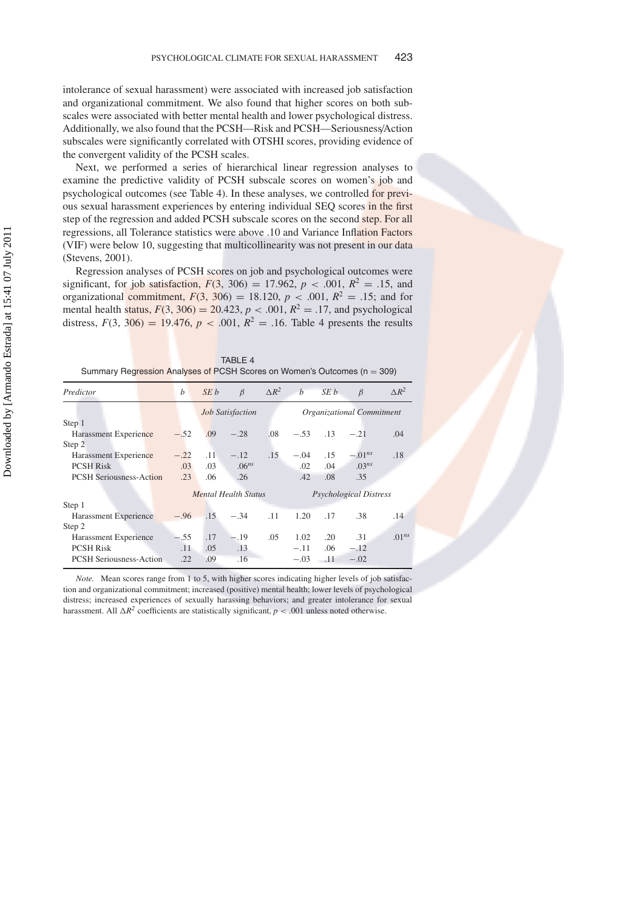intolerance of sexual harassment) were associated with increased job satisfaction and organizational commitment. We also found that higher scores on both subscales were associated with better mental health and lower psychological distress. Additionally, we also found that the PCSH—Risk and PCSH—Seriousness/Action subscales were significantly correlated with OTSHI scores, providing evidence of the convergent validity of the PCSH scales.

Next, we performed a series of hierarchical linear regression analyses to examine the predictive validity of PCSH subscale scores on women's job and psychological outcomes (see Table 4). In these analyses, we controlled for previous sexual harassment experiences by entering individual SEQ scores in the first step of the regression and added PCSH subscale scores on the second step. For all regressions, all Tolerance statistics were above .10 and Variance Inflation Factors (VIF) were below 10, suggesting that multicollinearity was not present in our data (Stevens, 2001).

Regression analyses of PCSH scores on job and psychological outcomes were significant, for job satisfaction, $F(3, 306) = 17.962$, $p < .001$, $R^2 = .15$, and organizational commitment, $F(3, 306) = 18.120$, $p < .001$, $R^2 = .15$; and for mental health status, $F(3, 306) = 20.423$, $p < .001$, $R^2 = .17$, and psychological distress, $F(3, 306) = 19.476$, $p < .001$, $R^2 = .16$. Table 4 presents the results

TABLE 4
Summary Regression Analyses of PCSH Scores on Women's Outcomes (n = 309)

| *Predictor* | *b* | *SE b* | *β* | $\Delta R^2$ | *b* | *SE b* | *β* | $\Delta R^2$ |
|---|---|---|---|---|---|---|---|---|
| | *Job Satisfaction* | | | | *Organizational Commitment* | | | |
| Step 1 | | | | | | | | |
| Harassment Experience | −.52 | .09 | −.28 | .08 | −.53 | .13 | −.21 | .04 |
| Step 2 | | | | | | | | |
| Harassment Experience | −.22 | .11 | −.12 | .15 | −.04 | .15 | $-.01^{ns}$ | .18 |
| PCSH Risk | .03 | .03 | $.06^{ns}$ | | .02 | .04 | $.03^{ns}$ | |
| PCSH Seriousness-Action | .23 | .06 | .26 | | .42 | .08 | .35 | |
| | *Mental Health Status* | | | | *Psychological Distress* | | | |
| Step 1 | | | | | | | | |
| Harassment Experience | −.96 | .15 | −.34 | .11 | 1.20 | .17 | .38 | .14 |
| Step 2 | | | | | | | | |
| Harassment Experience | −.55 | .17 | −.19 | .05 | 1.02 | .20 | .31 | $.01^{ns}$ |
| PCSH Risk | .11 | .05 | .13 | | −.11 | .06 | −.12 | |
| PCSH Seriousness-Action | .22 | .09 | .16 | | −.03 | .11 | −.02 | |

*Note.* Mean scores range from 1 to 5, with higher scores indicating higher levels of job satisfaction and organizational commitment; increased (positive) mental health; lower levels of psychological distress; increased experiences of sexually harassing behaviors; and greater intolerance for sexual harassment. All $\Delta R^2$ coefficients are statistically significant, $p < .001$ unless noted otherwise.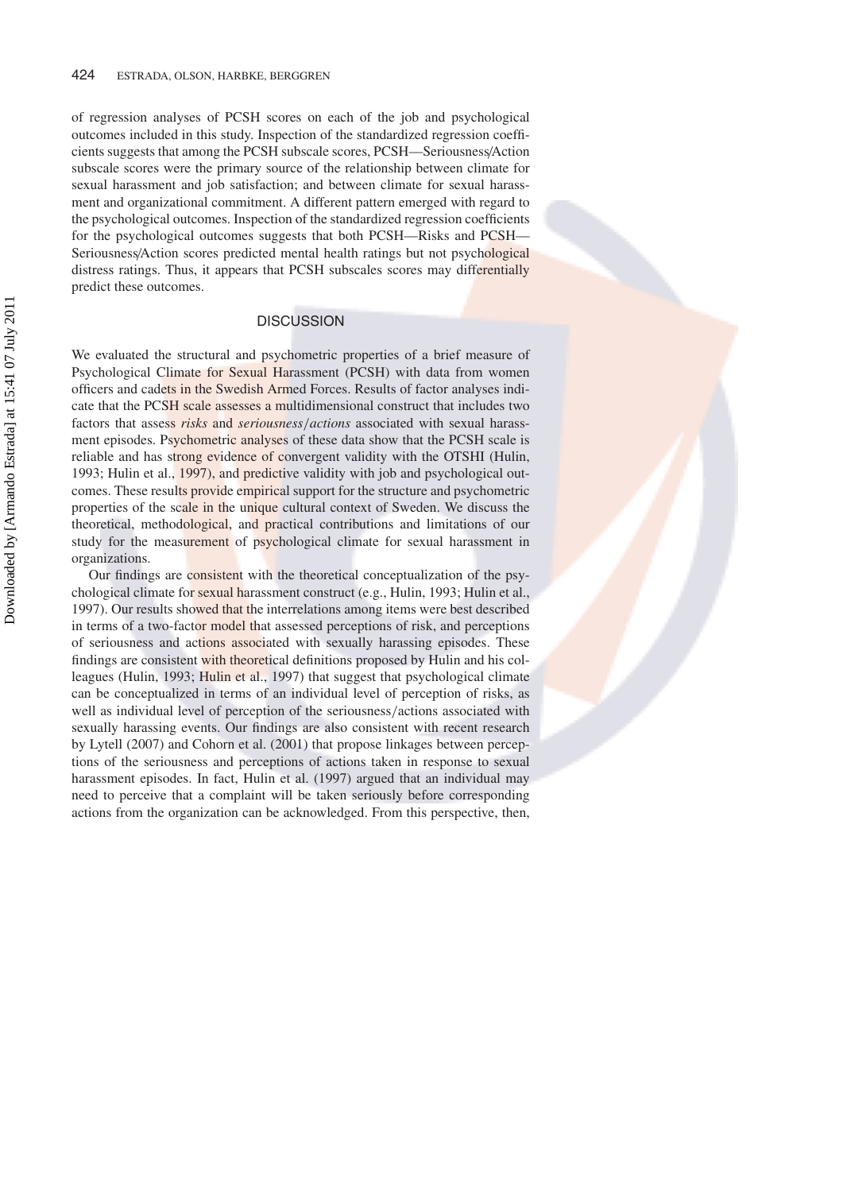of regression analyses of PCSH scores on each of the job and psychological outcomes included in this study. Inspection of the standardized regression coefficients suggests that among the PCSH subscale scores, PCSH—Seriousness/Action subscale scores were the primary source of the relationship between climate for sexual harassment and job satisfaction; and between climate for sexual harassment and organizational commitment. A different pattern emerged with regard to the psychological outcomes. Inspection of the standardized regression coefficients for the psychological outcomes suggests that both PCSH—Risks and PCSH—Seriousness/Action scores predicted mental health ratings but not psychological distress ratings. Thus, it appears that PCSH subscales scores may differentially predict these outcomes.

## DISCUSSION

We evaluated the structural and psychometric properties of a brief measure of Psychological Climate for Sexual Harassment (PCSH) with data from women officers and cadets in the Swedish Armed Forces. Results of factor analyses indicate that the PCSH scale assesses a multidimensional construct that includes two factors that assess *risks* and *seriousness/actions* associated with sexual harassment episodes. Psychometric analyses of these data show that the PCSH scale is reliable and has strong evidence of convergent validity with the OTSHI (Hulin, 1993; Hulin et al., 1997), and predictive validity with job and psychological outcomes. These results provide empirical support for the structure and psychometric properties of the scale in the unique cultural context of Sweden. We discuss the theoretical, methodological, and practical contributions and limitations of our study for the measurement of psychological climate for sexual harassment in organizations.

Our findings are consistent with the theoretical conceptualization of the psychological climate for sexual harassment construct (e.g., Hulin, 1993; Hulin et al., 1997). Our results showed that the interrelations among items were best described in terms of a two-factor model that assessed perceptions of risk, and perceptions of seriousness and actions associated with sexually harassing episodes. These findings are consistent with theoretical definitions proposed by Hulin and his colleagues (Hulin, 1993; Hulin et al., 1997) that suggest that psychological climate can be conceptualized in terms of an individual level of perception of risks, as well as individual level of perception of the seriousness/actions associated with sexually harassing events. Our findings are also consistent with recent research by Lytell (2007) and Cohorn et al. (2001) that propose linkages between perceptions of the seriousness and perceptions of actions taken in response to sexual harassment episodes. In fact, Hulin et al. (1997) argued that an individual may need to perceive that a complaint will be taken seriously before corresponding actions from the organization can be acknowledged. From this perspective, then,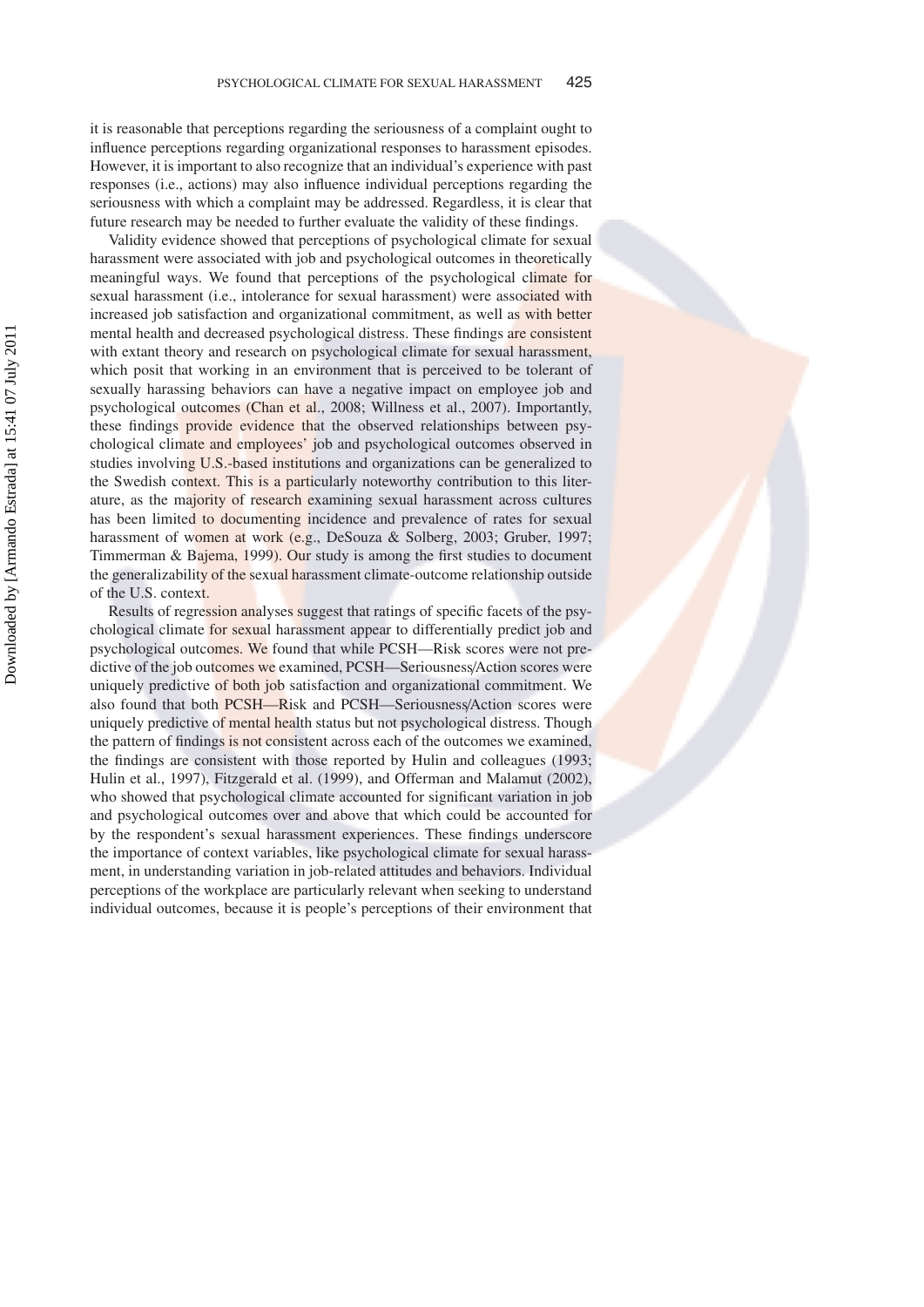it is reasonable that perceptions regarding the seriousness of a complaint ought to influence perceptions regarding organizational responses to harassment episodes. However, it is important to also recognize that an individual's experience with past responses (i.e., actions) may also influence individual perceptions regarding the seriousness with which a complaint may be addressed. Regardless, it is clear that future research may be needed to further evaluate the validity of these findings.

Validity evidence showed that perceptions of psychological climate for sexual harassment were associated with job and psychological outcomes in theoretically meaningful ways. We found that perceptions of the psychological climate for sexual harassment (i.e., intolerance for sexual harassment) were associated with increased job satisfaction and organizational commitment, as well as with better mental health and decreased psychological distress. These findings are consistent with extant theory and research on psychological climate for sexual harassment, which posit that working in an environment that is perceived to be tolerant of sexually harassing behaviors can have a negative impact on employee job and psychological outcomes (Chan et al., 2008; Willness et al., 2007). Importantly, these findings provide evidence that the observed relationships between psychological climate and employees' job and psychological outcomes observed in studies involving U.S.-based institutions and organizations can be generalized to the Swedish context. This is a particularly noteworthy contribution to this literature, as the majority of research examining sexual harassment across cultures has been limited to documenting incidence and prevalence of rates for sexual harassment of women at work (e.g., DeSouza & Solberg, 2003; Gruber, 1997; Timmerman & Bajema, 1999). Our study is among the first studies to document the generalizability of the sexual harassment climate-outcome relationship outside of the U.S. context.

Results of regression analyses suggest that ratings of specific facets of the psychological climate for sexual harassment appear to differentially predict job and psychological outcomes. We found that while PCSH—Risk scores were not predictive of the job outcomes we examined, PCSH—Seriousness/Action scores were uniquely predictive of both job satisfaction and organizational commitment. We also found that both PCSH—Risk and PCSH—Seriousness/Action scores were uniquely predictive of mental health status but not psychological distress. Though the pattern of findings is not consistent across each of the outcomes we examined, the findings are consistent with those reported by Hulin and colleagues (1993; Hulin et al., 1997), Fitzgerald et al. (1999), and Offerman and Malamut (2002), who showed that psychological climate accounted for significant variation in job and psychological outcomes over and above that which could be accounted for by the respondent's sexual harassment experiences. These findings underscore the importance of context variables, like psychological climate for sexual harassment, in understanding variation in job-related attitudes and behaviors. Individual perceptions of the workplace are particularly relevant when seeking to understand individual outcomes, because it is people's perceptions of their environment that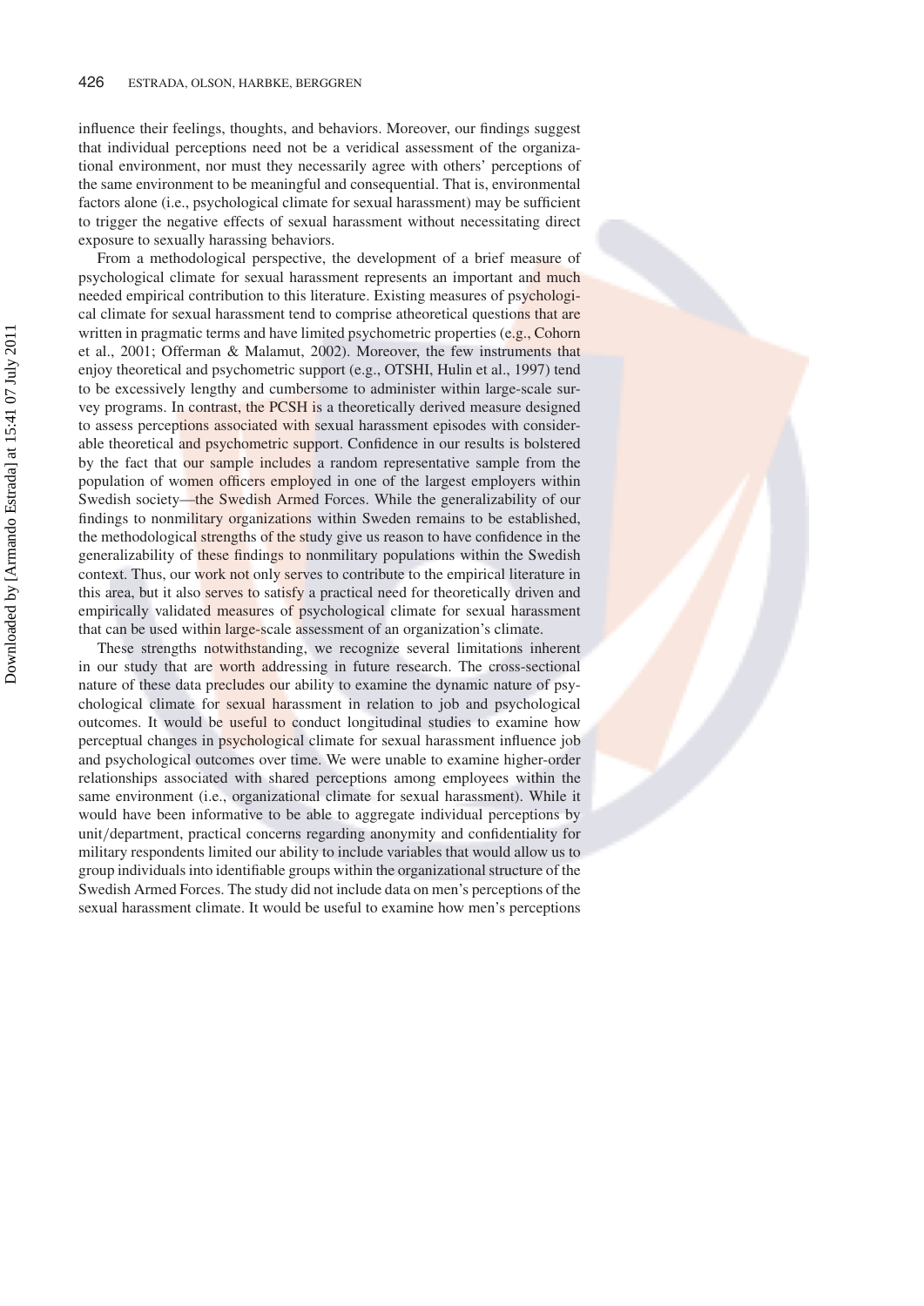influence their feelings, thoughts, and behaviors. Moreover, our findings suggest that individual perceptions need not be a veridical assessment of the organizational environment, nor must they necessarily agree with others' perceptions of the same environment to be meaningful and consequential. That is, environmental factors alone (i.e., psychological climate for sexual harassment) may be sufficient to trigger the negative effects of sexual harassment without necessitating direct exposure to sexually harassing behaviors.

From a methodological perspective, the development of a brief measure of psychological climate for sexual harassment represents an important and much needed empirical contribution to this literature. Existing measures of psychological climate for sexual harassment tend to comprise atheoretical questions that are written in pragmatic terms and have limited psychometric properties (e.g., Cohorn et al., 2001; Offerman & Malamut, 2002). Moreover, the few instruments that enjoy theoretical and psychometric support (e.g., OTSHI, Hulin et al., 1997) tend to be excessively lengthy and cumbersome to administer within large-scale survey programs. In contrast, the PCSH is a theoretically derived measure designed to assess perceptions associated with sexual harassment episodes with considerable theoretical and psychometric support. Confidence in our results is bolstered by the fact that our sample includes a random representative sample from the population of women officers employed in one of the largest employers within Swedish society—the Swedish Armed Forces. While the generalizability of our findings to nonmilitary organizations within Sweden remains to be established, the methodological strengths of the study give us reason to have confidence in the generalizability of these findings to nonmilitary populations within the Swedish context. Thus, our work not only serves to contribute to the empirical literature in this area, but it also serves to satisfy a practical need for theoretically driven and empirically validated measures of psychological climate for sexual harassment that can be used within large-scale assessment of an organization's climate.

These strengths notwithstanding, we recognize several limitations inherent in our study that are worth addressing in future research. The cross-sectional nature of these data precludes our ability to examine the dynamic nature of psychological climate for sexual harassment in relation to job and psychological outcomes. It would be useful to conduct longitudinal studies to examine how perceptual changes in psychological climate for sexual harassment influence job and psychological outcomes over time. We were unable to examine higher-order relationships associated with shared perceptions among employees within the same environment (i.e., organizational climate for sexual harassment). While it would have been informative to be able to aggregate individual perceptions by unit/department, practical concerns regarding anonymity and confidentiality for military respondents limited our ability to include variables that would allow us to group individuals into identifiable groups within the organizational structure of the Swedish Armed Forces. The study did not include data on men's perceptions of the sexual harassment climate. It would be useful to examine how men's perceptions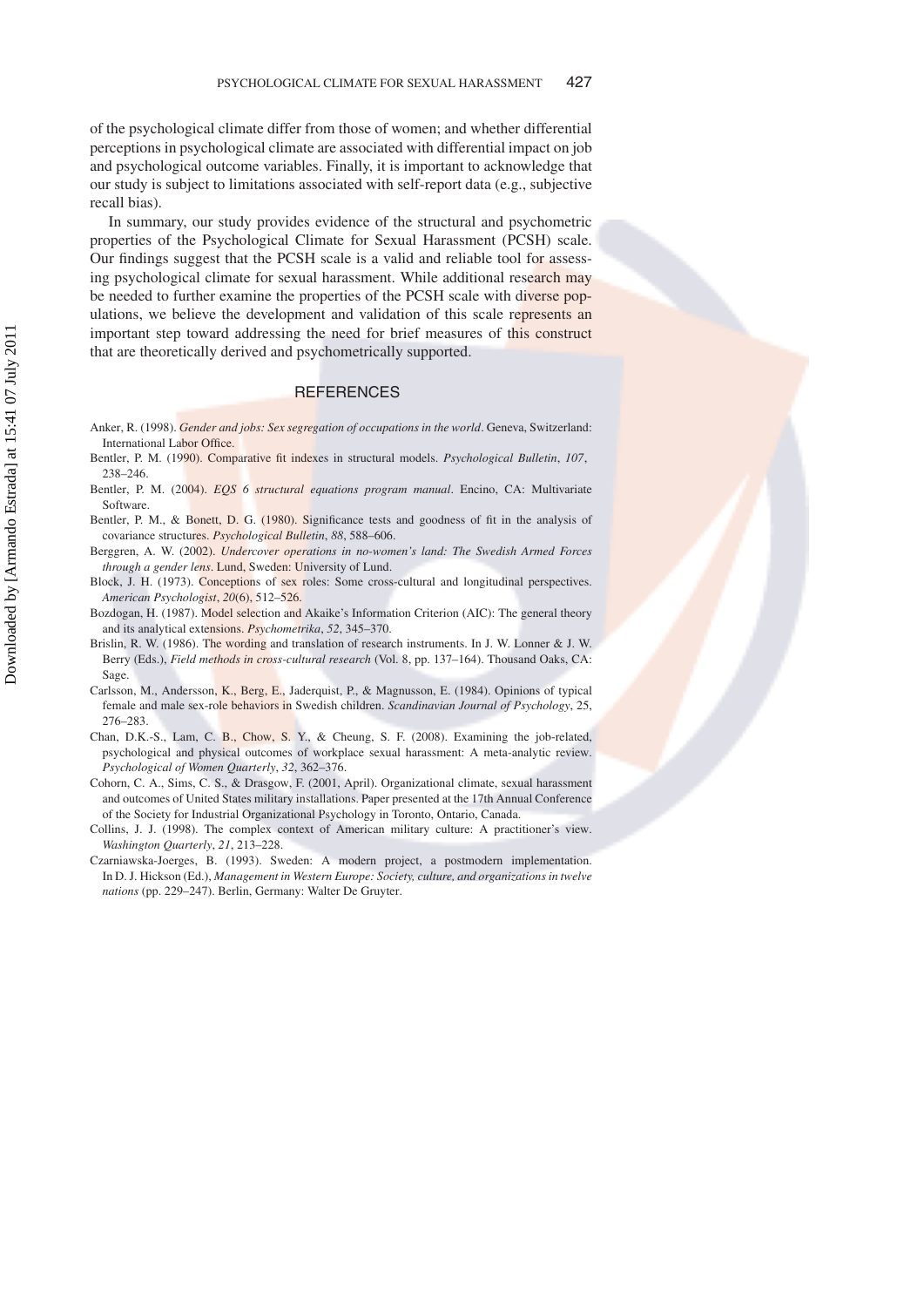of the psychological climate differ from those of women; and whether differential perceptions in psychological climate are associated with differential impact on job and psychological outcome variables. Finally, it is important to acknowledge that our study is subject to limitations associated with self-report data (e.g., subjective recall bias).

In summary, our study provides evidence of the structural and psychometric properties of the Psychological Climate for Sexual Harassment (PCSH) scale. Our findings suggest that the PCSH scale is a valid and reliable tool for assessing psychological climate for sexual harassment. While additional research may be needed to further examine the properties of the PCSH scale with diverse populations, we believe the development and validation of this scale represents an important step toward addressing the need for brief measures of this construct that are theoretically derived and psychometrically supported.

## REFERENCES

Anker, R. (1998). *Gender and jobs: Sex segregation of occupations in the world*. Geneva, Switzerland: International Labor Office.

Bentler, P. M. (1990). Comparative fit indexes in structural models. *Psychological Bulletin*, *107*, 238–246.

Bentler, P. M. (2004). *EQS 6 structural equations program manual*. Encino, CA: Multivariate Software.

Bentler, P. M., & Bonett, D. G. (1980). Significance tests and goodness of fit in the analysis of covariance structures. *Psychological Bulletin*, *88*, 588–606.

Berggren, A. W. (2002). *Undercover operations in no-women's land: The Swedish Armed Forces through a gender lens*. Lund, Sweden: University of Lund.

Block, J. H. (1973). Conceptions of sex roles: Some cross-cultural and longitudinal perspectives. *American Psychologist*, *20*(6), 512–526.

Bozdogan, H. (1987). Model selection and Akaike's Information Criterion (AIC): The general theory and its analytical extensions. *Psychometrika*, *52*, 345–370.

Brislin, R. W. (1986). The wording and translation of research instruments. In J. W. Lonner & J. W. Berry (Eds.), *Field methods in cross-cultural research* (Vol. 8, pp. 137–164). Thousand Oaks, CA: Sage.

Carlsson, M., Andersson, K., Berg, E., Jaderquist, P., & Magnusson, E. (1984). Opinions of typical female and male sex-role behaviors in Swedish children. *Scandinavian Journal of Psychology*, 25, 276–283.

Chan, D.K.-S., Lam, C. B., Chow, S. Y., & Cheung, S. F. (2008). Examining the job-related, psychological and physical outcomes of workplace sexual harassment: A meta-analytic review. *Psychological of Women Quarterly*, *32*, 362–376.

Cohorn, C. A., Sims, C. S., & Drasgow, F. (2001, April). Organizational climate, sexual harassment and outcomes of United States military installations. Paper presented at the 17th Annual Conference of the Society for Industrial Organizational Psychology in Toronto, Ontario, Canada.

Collins, J. J. (1998). The complex context of American military culture: A practitioner's view. *Washington Quarterly*, *21*, 213–228.

Czarniawska-Joerges, B. (1993). Sweden: A modern project, a postmodern implementation. In D. J. Hickson (Ed.), *Management in Western Europe: Society, culture, and organizations in twelve nations* (pp. 229–247). Berlin, Germany: Walter De Gruyter.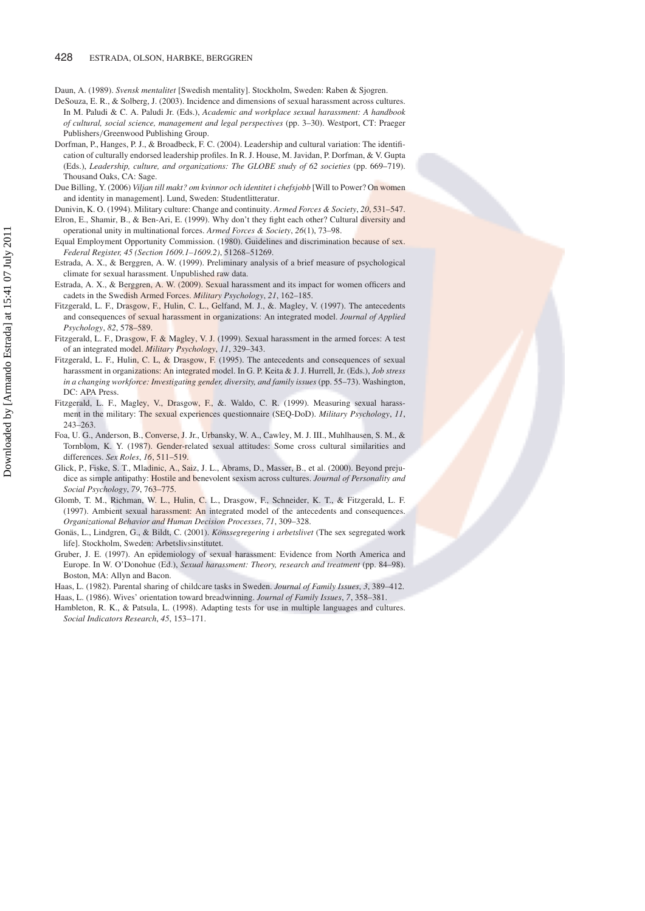Daun, A. (1989). *Svensk mentalitet* [Swedish mentality]. Stockholm, Sweden: Raben & Sjogren.

DeSouza, E. R., & Solberg, J. (2003). Incidence and dimensions of sexual harassment across cultures. In M. Paludi & C. A. Paludi Jr. (Eds.), *Academic and workplace sexual harassment: A handbook of cultural, social science, management and legal perspectives* (pp. 3–30). Westport, CT: Praeger Publishers/Greenwood Publishing Group.

Dorfman, P., Hanges, P. J., & Broadbeck, F. C. (2004). Leadership and cultural variation: The identification of culturally endorsed leadership profiles. In R. J. House, M. Javidan, P. Dorfman, & V. Gupta (Eds.), *Leadership, culture, and organizations: The GLOBE study of 62 societies* (pp. 669–719). Thousand Oaks, CA: Sage.

Due Billing, Y. (2006) *Viljan till makt? om kvinnor och identitet i chefsjobb* [Will to Power? On women and identity in management]. Lund, Sweden: Studentlitteratur.

Dunivin, K. O. (1994). Military culture: Change and continuity. *Armed Forces & Society*, *20*, 531–547.

Elron, E., Shamir, B., & Ben-Ari, E. (1999). Why don't they fight each other? Cultural diversity and operational unity in multinational forces. *Armed Forces & Society*, *26*(1), 73–98.

Equal Employment Opportunity Commission. (1980). Guidelines and discrimination because of sex. *Federal Register, 45 (Section 1609.1–1609.2)*, 51268–51269.

Estrada, A. X., & Berggren, A. W. (1999). Preliminary analysis of a brief measure of psychological climate for sexual harassment. Unpublished raw data.

Estrada, A. X., & Berggren, A. W. (2009). Sexual harassment and its impact for women officers and cadets in the Swedish Armed Forces. *Military Psychology*, *21*, 162–185.

Fitzgerald, L. F., Drasgow, F., Hulin, C. L., Gelfand, M. J., &. Magley, V. (1997). The antecedents and consequences of sexual harassment in organizations: An integrated model. *Journal of Applied Psychology*, *82*, 578–589.

Fitzgerald, L. F., Drasgow, F. & Magley, V. J. (1999). Sexual harassment in the armed forces: A test of an integrated model. *Military Psychology*, *11*, 329–343.

Fitzgerald, L. F., Hulin, C. L, & Drasgow, F. (1995). The antecedents and consequences of sexual harassment in organizations: An integrated model. In G. P. Keita & J. J. Hurrell, Jr. (Eds.), *Job stress in a changing workforce: Investigating gender, diversity, and family issues* (pp. 55–73). Washington, DC: APA Press.

Fitzgerald, L. F., Magley, V., Drasgow, F., &. Waldo, C. R. (1999). Measuring sexual harassment in the military: The sexual experiences questionnaire (SEQ-DoD). *Military Psychology*, *11*, 243–263.

Foa, U. G., Anderson, B., Converse, J. Jr., Urbansky, W. A., Cawley, M. J. III., Muhlhausen, S. M., & Tornblom, K. Y. (1987). Gender-related sexual attitudes: Some cross cultural similarities and differences. *Sex Roles*, *16*, 511–519.

Glick, P., Fiske, S. T., Mladinic, A., Saiz, J. L., Abrams, D., Masser, B., et al. (2000). Beyond prejudice as simple antipathy: Hostile and benevolent sexism across cultures. *Journal of Personality and Social Psychology*, *79*, 763–775.

Glomb, T. M., Richman, W. L., Hulin, C. L., Drasgow, F., Schneider, K. T., & Fitzgerald, L. F. (1997). Ambient sexual harassment: An integrated model of the antecedents and consequences. *Organizational Behavior and Human Decision Processes*, *71*, 309–328.

Gonäs, L., Lindgren, G., & Bildt, C. (2001). *Könssegregering i arbetslivet* (The sex segregated work life]. Stockholm, Sweden: Arbetslivsinstitutet.

Gruber, J. E. (1997). An epidemiology of sexual harassment: Evidence from North America and Europe. In W. O'Donohue (Ed.), *Sexual harassment: Theory, research and treatment* (pp. 84–98). Boston, MA: Allyn and Bacon.

Haas, L. (1982). Parental sharing of childcare tasks in Sweden. *Journal of Family Issues*, *3*, 389–412.

Haas, L. (1986). Wives' orientation toward breadwinning. *Journal of Family Issues*, *7*, 358–381.

Hambleton, R. K., & Patsula, L. (1998). Adapting tests for use in multiple languages and cultures. *Social Indicators Research*, *45*, 153–171.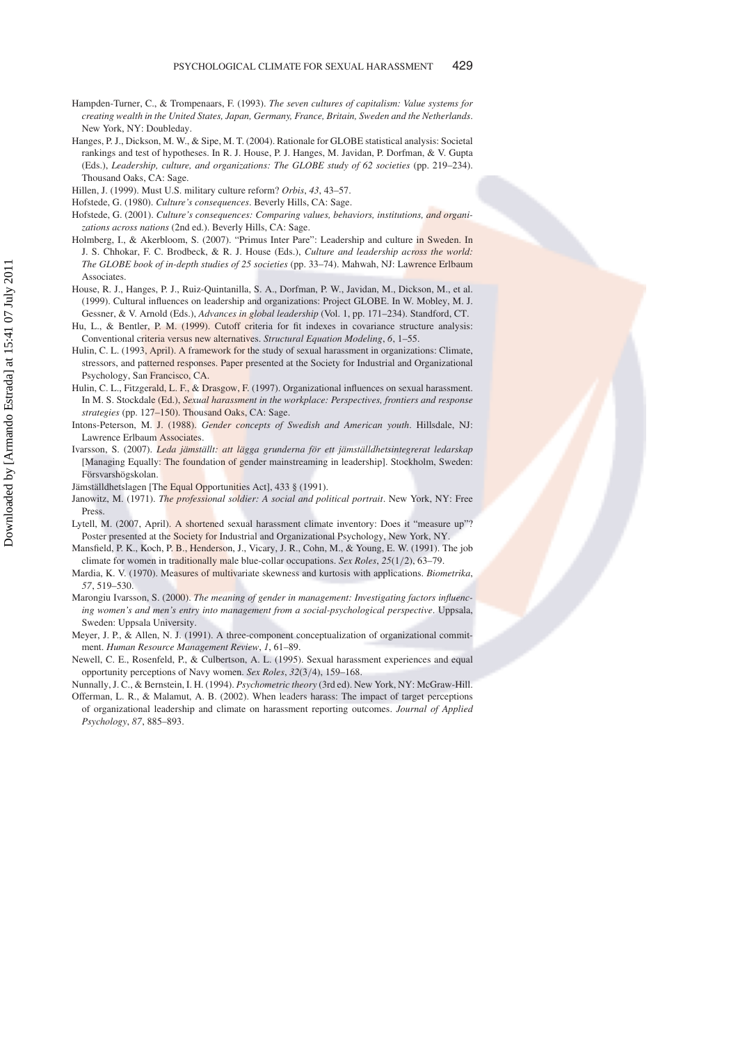Hampden-Turner, C., & Trompenaars, F. (1993). *The seven cultures of capitalism: Value systems for creating wealth in the United States, Japan, Germany, France, Britain, Sweden and the Netherlands*. New York, NY: Doubleday.

Hanges, P. J., Dickson, M. W., & Sipe, M. T. (2004). Rationale for GLOBE statistical analysis: Societal rankings and test of hypotheses. In R. J. House, P. J. Hanges, M. Javidan, P. Dorfman, & V. Gupta (Eds.), *Leadership, culture, and organizations: The GLOBE study of 62 societies* (pp. 219–234). Thousand Oaks, CA: Sage.

Hillen, J. (1999). Must U.S. military culture reform? *Orbis*, *43*, 43–57.

Hofstede, G. (1980). *Culture's consequences*. Beverly Hills, CA: Sage.

Hofstede, G. (2001). *Culture's consequences: Comparing values, behaviors, institutions, and organizations across nations* (2nd ed.). Beverly Hills, CA: Sage.

Holmberg, I., & Akerbloom, S. (2007). "Primus Inter Pare": Leadership and culture in Sweden. In J. S. Chhokar, F. C. Brodbeck, & R. J. House (Eds.), *Culture and leadership across the world: The GLOBE book of in-depth studies of 25 societies* (pp. 33–74). Mahwah, NJ: Lawrence Erlbaum Associates.

House, R. J., Hanges, P. J., Ruiz-Quintanilla, S. A., Dorfman, P. W., Javidan, M., Dickson, M., et al. (1999). Cultural influences on leadership and organizations: Project GLOBE. In W. Mobley, M. J. Gessner, & V. Arnold (Eds.), *Advances in global leadership* (Vol. 1, pp. 171–234). Standford, CT.

Hu, L., & Bentler, P. M. (1999). Cutoff criteria for fit indexes in covariance structure analysis: Conventional criteria versus new alternatives. *Structural Equation Modeling*, *6*, 1–55.

Hulin, C. L. (1993, April). A framework for the study of sexual harassment in organizations: Climate, stressors, and patterned responses. Paper presented at the Society for Industrial and Organizational Psychology, San Francisco, CA.

Hulin, C. L., Fitzgerald, L. F., & Drasgow, F. (1997). Organizational influences on sexual harassment. In M. S. Stockdale (Ed.), *Sexual harassment in the workplace: Perspectives, frontiers and response strategies* (pp. 127–150). Thousand Oaks, CA: Sage.

Intons-Peterson, M. J. (1988). *Gender concepts of Swedish and American youth*. Hillsdale, NJ: Lawrence Erlbaum Associates.

Ivarsson, S. (2007). *Leda jämställt: att lägga grunderna för ett jämställdhetsintegrerat ledarskap* [Managing Equally: The foundation of gender mainstreaming in leadership]. Stockholm, Sweden: Försvarshögskolan.

Jämställdhetslagen [The Equal Opportunities Act], 433 § (1991).

Janowitz, M. (1971). *The professional soldier: A social and political portrait*. New York, NY: Free Press.

Lytell, M. (2007, April). A shortened sexual harassment climate inventory: Does it "measure up"? Poster presented at the Society for Industrial and Organizational Psychology, New York, NY.

Mansfield, P. K., Koch, P. B., Henderson, J., Vicary, J. R., Cohn, M., & Young, E. W. (1991). The job climate for women in traditionally male blue-collar occupations. *Sex Roles*, *25*(1/2), 63–79.

Mardia, K. V. (1970). Measures of multivariate skewness and kurtosis with applications. *Biometrika*, *57*, 519–530.

Marongiu Ivarsson, S. (2000). *The meaning of gender in management: Investigating factors influencing women's and men's entry into management from a social-psychological perspective*. Uppsala, Sweden: Uppsala University.

Meyer, J. P., & Allen, N. J. (1991). A three-component conceptualization of organizational commitment. *Human Resource Management Review*, *1*, 61–89.

Newell, C. E., Rosenfeld, P., & Culbertson, A. L. (1995). Sexual harassment experiences and equal opportunity perceptions of Navy women. *Sex Roles*, *32*(3/4), 159–168.

Nunnally, J. C., & Bernstein, I. H. (1994). *Psychometric theory* (3rd ed). New York, NY: McGraw-Hill.

Offerman, L. R., & Malamut, A. B. (2002). When leaders harass: The impact of target perceptions of organizational leadership and climate on harassment reporting outcomes. *Journal of Applied Psychology*, *87*, 885–893.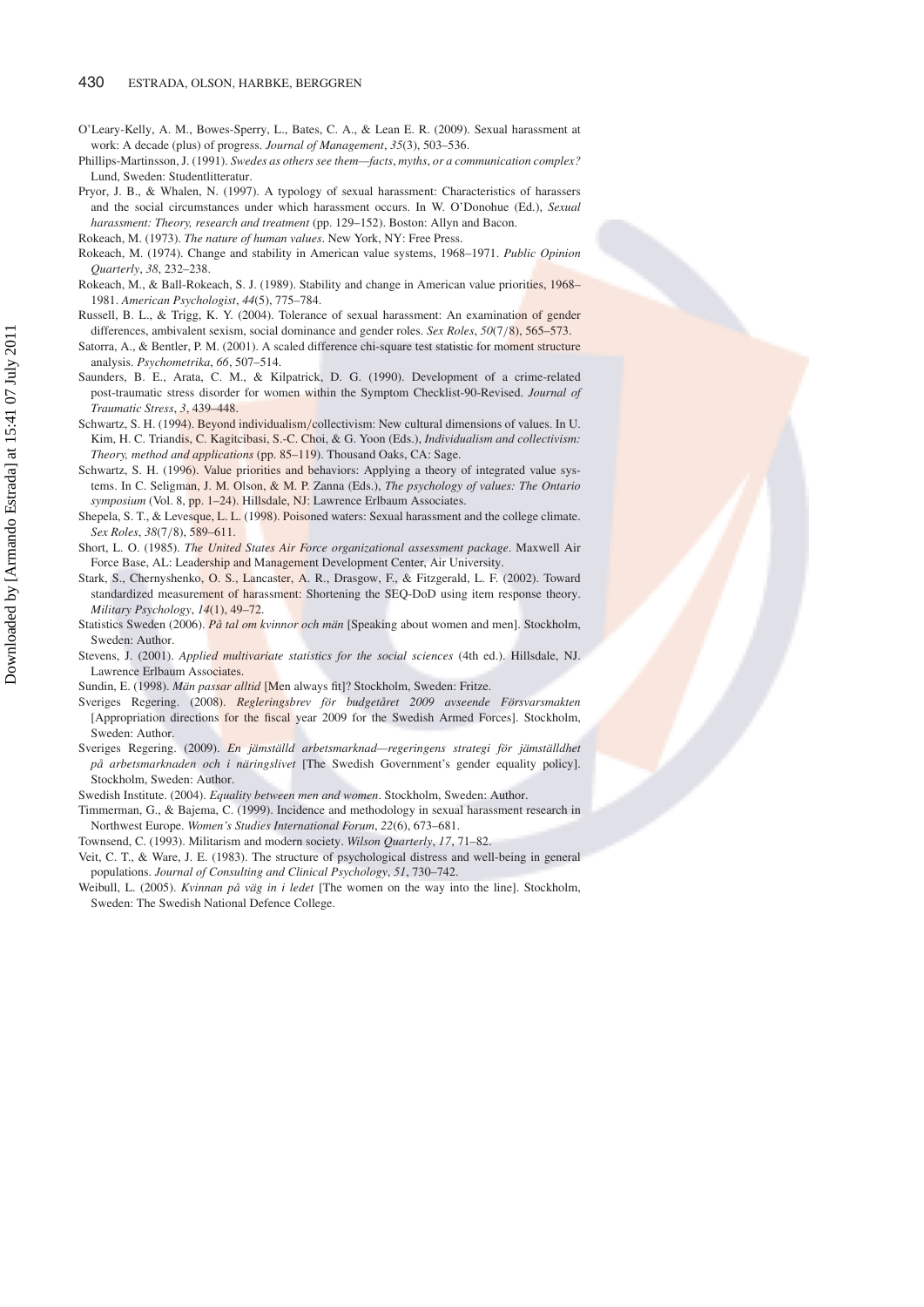O'Leary-Kelly, A. M., Bowes-Sperry, L., Bates, C. A., & Lean E. R. (2009). Sexual harassment at work: A decade (plus) of progress. *Journal of Management*, *35*(3), 503–536.

Phillips-Martinsson, J. (1991). *Swedes as others see them—facts, myths, or a communication complex?* Lund, Sweden: Studentlitteratur.

Pryor, J. B., & Whalen, N. (1997). A typology of sexual harassment: Characteristics of harassers and the social circumstances under which harassment occurs. In W. O'Donohue (Ed.), *Sexual harassment: Theory, research and treatment* (pp. 129–152). Boston: Allyn and Bacon.

Rokeach, M. (1973). *The nature of human values*. New York, NY: Free Press.

Rokeach, M. (1974). Change and stability in American value systems, 1968–1971. *Public Opinion Quarterly*, *38*, 232–238.

Rokeach, M., & Ball-Rokeach, S. J. (1989). Stability and change in American value priorities, 1968–1981. *American Psychologist*, *44*(5), 775–784.

Russell, B. L., & Trigg, K. Y. (2004). Tolerance of sexual harassment: An examination of gender differences, ambivalent sexism, social dominance and gender roles. *Sex Roles*, *50*(7/8), 565–573.

Satorra, A., & Bentler, P. M. (2001). A scaled difference chi-square test statistic for moment structure analysis. *Psychometrika*, *66*, 507–514.

Saunders, B. E., Arata, C. M., & Kilpatrick, D. G. (1990). Development of a crime-related post-traumatic stress disorder for women within the Symptom Checklist-90-Revised. *Journal of Traumatic Stress*, *3*, 439–448.

Schwartz, S. H. (1994). Beyond individualism/collectivism: New cultural dimensions of values. In U. Kim, H. C. Triandis, C. Kagitcibasi, S.-C. Choi, & G. Yoon (Eds.), *Individualism and collectivism: Theory, method and applications* (pp. 85–119). Thousand Oaks, CA: Sage.

Schwartz, S. H. (1996). Value priorities and behaviors: Applying a theory of integrated value systems. In C. Seligman, J. M. Olson, & M. P. Zanna (Eds.), *The psychology of values: The Ontario symposium* (Vol. 8, pp. 1–24). Hillsdale, NJ: Lawrence Erlbaum Associates.

Shepela, S. T., & Levesque, L. L. (1998). Poisoned waters: Sexual harassment and the college climate. *Sex Roles*, *38*(7/8), 589–611.

Short, L. O. (1985). *The United States Air Force organizational assessment package*. Maxwell Air Force Base, AL: Leadership and Management Development Center, Air University.

Stark, S., Chernyshenko, O. S., Lancaster, A. R., Drasgow, F., & Fitzgerald, L. F. (2002). Toward standardized measurement of harassment: Shortening the SEQ-DoD using item response theory. *Military Psychology*, *14*(1), 49–72.

Statistics Sweden (2006). *På tal om kvinnor och män* [Speaking about women and men]. Stockholm, Sweden: Author.

Stevens, J. (2001). *Applied multivariate statistics for the social sciences* (4th ed.). Hillsdale, NJ. Lawrence Erlbaum Associates.

Sundin, E. (1998). *Män passar alltid* [Men always fit]? Stockholm, Sweden: Fritze.

Sveriges Regering. (2008). *Regleringsbrev för budgetåret 2009 avseende Försvarsmakten* [Appropriation directions for the fiscal year 2009 for the Swedish Armed Forces]. Stockholm, Sweden: Author.

Sveriges Regering. (2009). *En jämställd arbetsmarknad—regeringens strategi för jämställdhet på arbetsmarknaden och i näringslivet* [The Swedish Government's gender equality policy]. Stockholm, Sweden: Author.

Swedish Institute. (2004). *Equality between men and women*. Stockholm, Sweden: Author.

Timmerman, G., & Bajema, C. (1999). Incidence and methodology in sexual harassment research in Northwest Europe. *Women's Studies International Forum*, *22*(6), 673–681.

Townsend, C. (1993). Militarism and modern society. *Wilson Quarterly*, *17*, 71–82.

Veit, C. T., & Ware, J. E. (1983). The structure of psychological distress and well-being in general populations. *Journal of Consulting and Clinical Psychology*, *51*, 730–742.

Weibull, L. (2005). *Kvinnan på väg in i ledet* [The women on the way into the line]. Stockholm, Sweden: The Swedish National Defence College.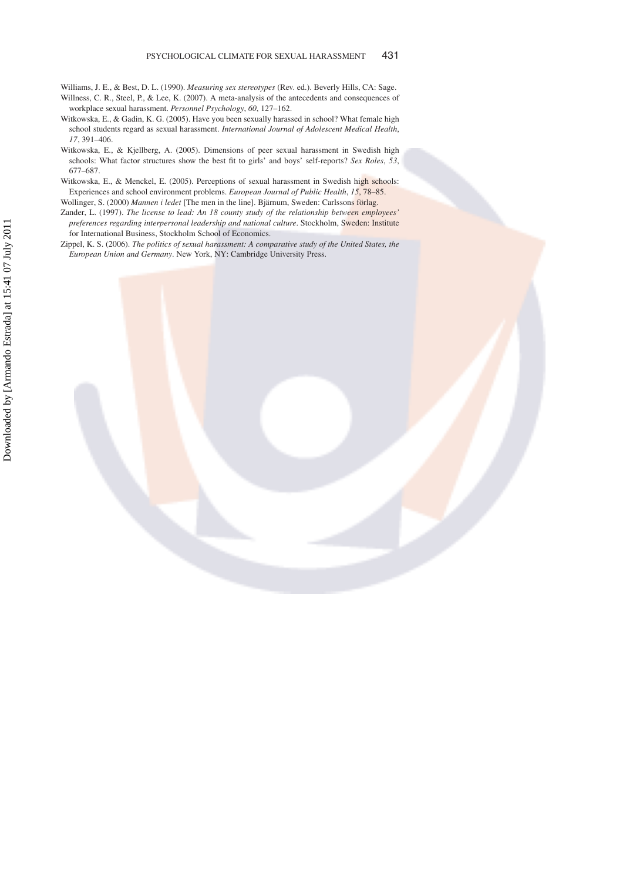Williams, J. E., & Best, D. L. (1990). *Measuring sex stereotypes* (Rev. ed.). Beverly Hills, CA: Sage.

Willness, C. R., Steel, P., & Lee, K. (2007). A meta-analysis of the antecedents and consequences of workplace sexual harassment. *Personnel Psychology*, *60*, 127–162.

Witkowska, E., & Gadin, K. G. (2005). Have you been sexually harassed in school? What female high school students regard as sexual harassment. *International Journal of Adolescent Medical Health*, *17*, 391–406.

Witkowska, E., & Kjellberg, A. (2005). Dimensions of peer sexual harassment in Swedish high schools: What factor structures show the best fit to girls' and boys' self-reports? *Sex Roles*, *53*, 677–687.

Witkowska, E., & Menckel, E. (2005). Perceptions of sexual harassment in Swedish high schools: Experiences and school environment problems. *European Journal of Public Health*, *15*, 78–85.

Wollinger, S. (2000) *Mannen i ledet* [The men in the line]. Bjärnum, Sweden: Carlssons förlag.

Zander, L. (1997). *The license to lead: An 18 county study of the relationship between employees' preferences regarding interpersonal leadership and national culture*. Stockholm, Sweden: Institute for International Business, Stockholm School of Economics.

Zippel, K. S. (2006). *The politics of sexual harassment: A comparative study of the United States, the European Union and Germany*. New York, NY: Cambridge University Press.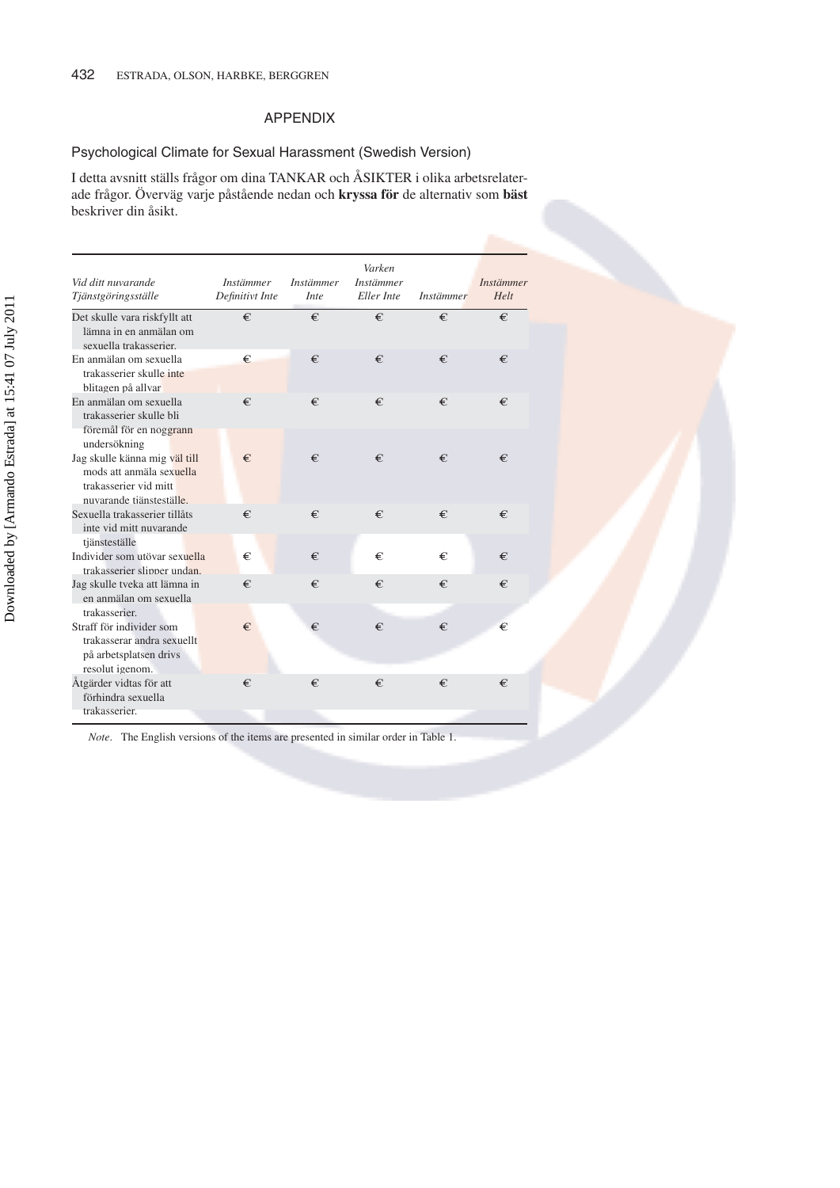## APPENDIX

### Psychological Climate for Sexual Harassment (Swedish Version)

I detta avsnitt ställs frågor om dina TANKAR och ÅSIKTER i olika arbetsrelaterade frågor. Överväg varje påstående nedan och **kryssa för** de alternativ som **bäst** beskriver din åsikt.

| *Vid ditt nuvarande Tjänstgöringsställe* | *Instämmer Definitivt Inte* | *Instämmer Inte* | *Varken Instämmer Eller Inte* | *Instämmer* | *Instämmer Helt* |
|---|---|---|---|---|---|
| Det skulle vara riskfyllt att lämna in en anmälan om sexuella trakasserier. | € | € | € | € | € |
| En anmälan om sexuella trakasserier skulle inte blitagen på allvar | € | € | € | € | € |
| En anmälan om sexuella trakasserier skulle bli föremål för en noggrann undersökning | € | € | € | € | € |
| Jag skulle känna mig väl till mods att anmäla sexuella trakasserier vid mitt nuvarande tjänsteställe. | € | € | € | € | € |
| Sexuella trakasserier tillåts inte vid mitt nuvarande tjänsteställe | € | € | € | € | € |
| Individer som utövar sexuella trakasserier slipper undan. | € | € | € | € | € |
| Jag skulle tveka att lämna in en anmälan om sexuella trakasserier. | € | € | € | € | € |
| Straff för individer som trakasserar andra sexuellt på arbetsplatsen drivs resolut igenom. | € | € | € | € | € |
| Åtgärder vidtas för att förhindra sexuella trakasserier. | € | € | € | € | € |

*Note*. The English versions of the items are presented in similar order in Table 1.